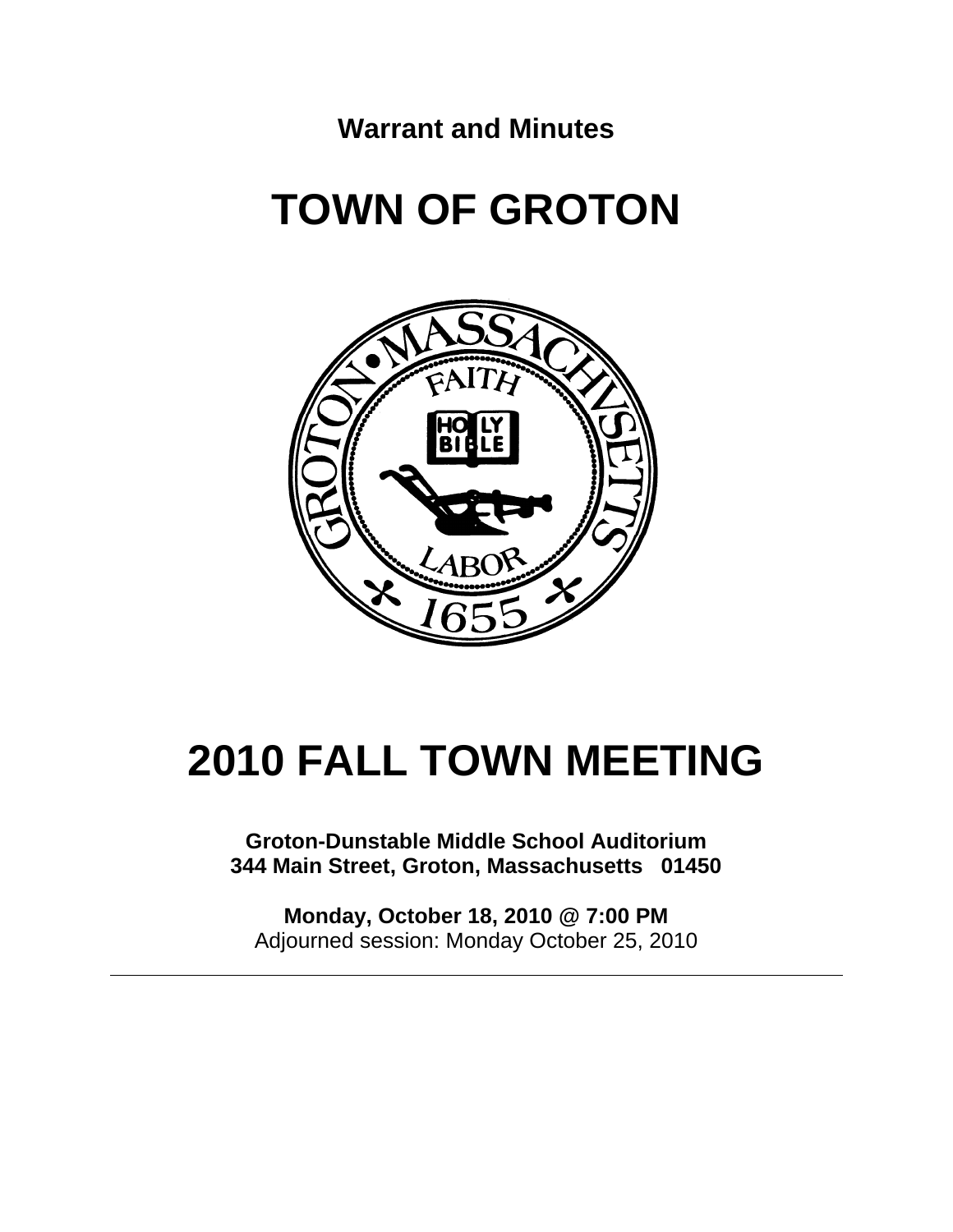**Warrant and Minutes**

# TOWN OF GROTON

# 2010 FALL TOWN MEETING

**Groton-Dunstable Middle School Auditorium**
**344 Main Street, Groton, Massachusetts 01450**

**Monday, October 18, 2010 @ 7:00 PM**
Adjourned session: Monday October 25, 2010

---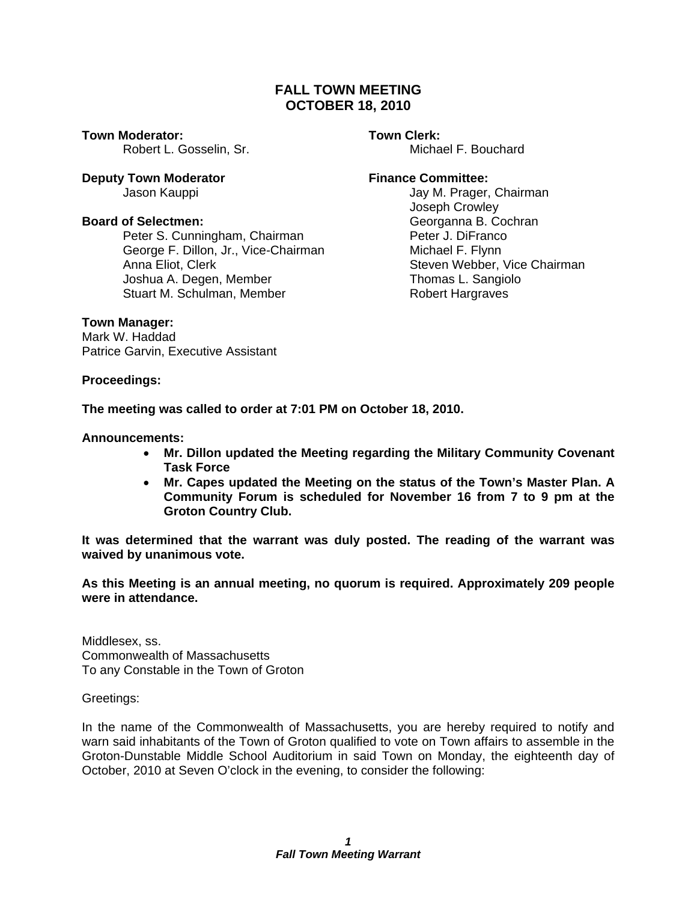# FALL TOWN MEETING
## OCTOBER 18, 2010

**Town Moderator:**
Robert L. Gosselin, Sr.

**Deputy Town Moderator**
Jason Kauppi

**Board of Selectmen:**
Peter S. Cunningham, Chairman
George F. Dillon, Jr., Vice-Chairman
Anna Eliot, Clerk
Joshua A. Degen, Member
Stuart M. Schulman, Member

**Town Clerk:**
Michael F. Bouchard

**Finance Committee:**
Jay M. Prager, Chairman
Joseph Crowley
Georganna B. Cochran
Peter J. DiFranco
Michael F. Flynn
Steven Webber, Vice Chairman
Thomas L. Sangiolo
Robert Hargraves

**Town Manager:**
Mark W. Haddad
Patrice Garvin, Executive Assistant

**Proceedings:**

**The meeting was called to order at 7:01 PM on October 18, 2010.**

**Announcements:**

- **Mr. Dillon updated the Meeting regarding the Military Community Covenant Task Force**
- **Mr. Capes updated the Meeting on the status of the Town's Master Plan. A Community Forum is scheduled for November 16 from 7 to 9 pm at the Groton Country Club.**

**It was determined that the warrant was duly posted. The reading of the warrant was waived by unanimous vote.**

**As this Meeting is an annual meeting, no quorum is required. Approximately 209 people were in attendance.**

Middlesex, ss.
Commonwealth of Massachusetts
To any Constable in the Town of Groton

Greetings:

In the name of the Commonwealth of Massachusetts, you are hereby required to notify and warn said inhabitants of the Town of Groton qualified to vote on Town affairs to assemble in the Groton-Dunstable Middle School Auditorium in said Town on Monday, the eighteenth day of October, 2010 at Seven O'clock in the evening, to consider the following: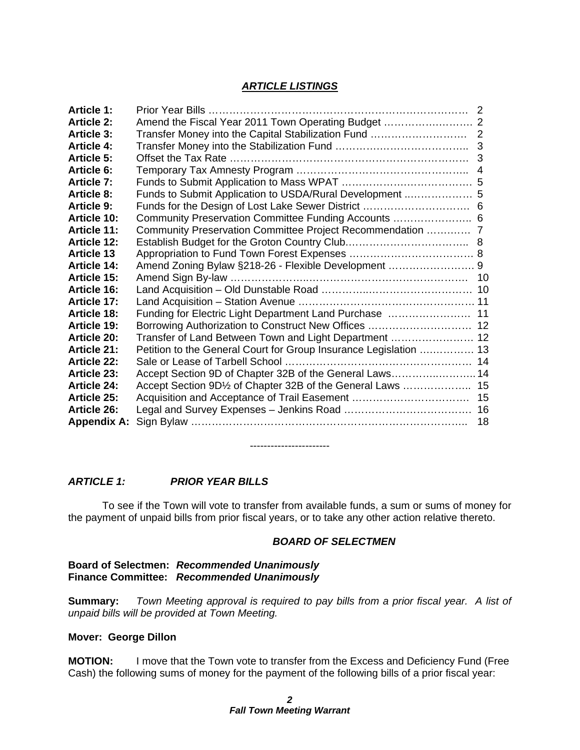## *ARTICLE LISTINGS*

| | | |
|---|---|---|
| **Article 1:** | Prior Year Bills | 2 |
| **Article 2:** | Amend the Fiscal Year 2011 Town Operating Budget | 2 |
| **Article 3:** | Transfer Money into the Capital Stabilization Fund | 2 |
| **Article 4:** | Transfer Money into the Stabilization Fund | 3 |
| **Article 5:** | Offset the Tax Rate | 3 |
| **Article 6:** | Temporary Tax Amnesty Program | 4 |
| **Article 7:** | Funds to Submit Application to Mass WPAT | 5 |
| **Article 8:** | Funds to Submit Application to USDA/Rural Development | 5 |
| **Article 9:** | Funds for the Design of Lost Lake Sewer District | 6 |
| **Article 10:** | Community Preservation Committee Funding Accounts | 6 |
| **Article 11:** | Community Preservation Committee Project Recommendation | 7 |
| **Article 12:** | Establish Budget for the Groton Country Club | 8 |
| **Article 13** | Appropriation to Fund Town Forest Expenses | 8 |
| **Article 14:** | Amend Zoning Bylaw §218-26 - Flexible Development | 9 |
| **Article 15:** | Amend Sign By-law | 10 |
| **Article 16:** | Land Acquisition – Old Dunstable Road | 10 |
| **Article 17:** | Land Acquisition – Station Avenue | 11 |
| **Article 18:** | Funding for Electric Light Department Land Purchase | 11 |
| **Article 19:** | Borrowing Authorization to Construct New Offices | 12 |
| **Article 20:** | Transfer of Land Between Town and Light Department | 12 |
| **Article 21:** | Petition to the General Court for Group Insurance Legislation | 13 |
| **Article 22:** | Sale or Lease of Tarbell School | 14 |
| **Article 23:** | Accept Section 9D of Chapter 32B of the General Laws | 14 |
| **Article 24:** | Accept Section 9D½ of Chapter 32B of the General Laws | 15 |
| **Article 25:** | Acquisition and Acceptance of Trail Easement | 15 |
| **Article 26:** | Legal and Survey Expenses – Jenkins Road | 16 |
| **Appendix A:** | Sign Bylaw | 18 |

----------------------

### *ARTICLE 1: PRIOR YEAR BILLS*

To see if the Town will vote to transfer from available funds, a sum or sums of money for the payment of unpaid bills from prior fiscal years, or to take any other action relative thereto.

***BOARD OF SELECTMEN***

**Board of Selectmen:** ***Recommended Unanimously***
**Finance Committee:** ***Recommended Unanimously***

**Summary:** *Town Meeting approval is required to pay bills from a prior fiscal year. A list of unpaid bills will be provided at Town Meeting.*

**Mover: George Dillon**

**MOTION:** I move that the Town vote to transfer from the Excess and Deficiency Fund (Free Cash) the following sums of money for the payment of the following bills of a prior fiscal year: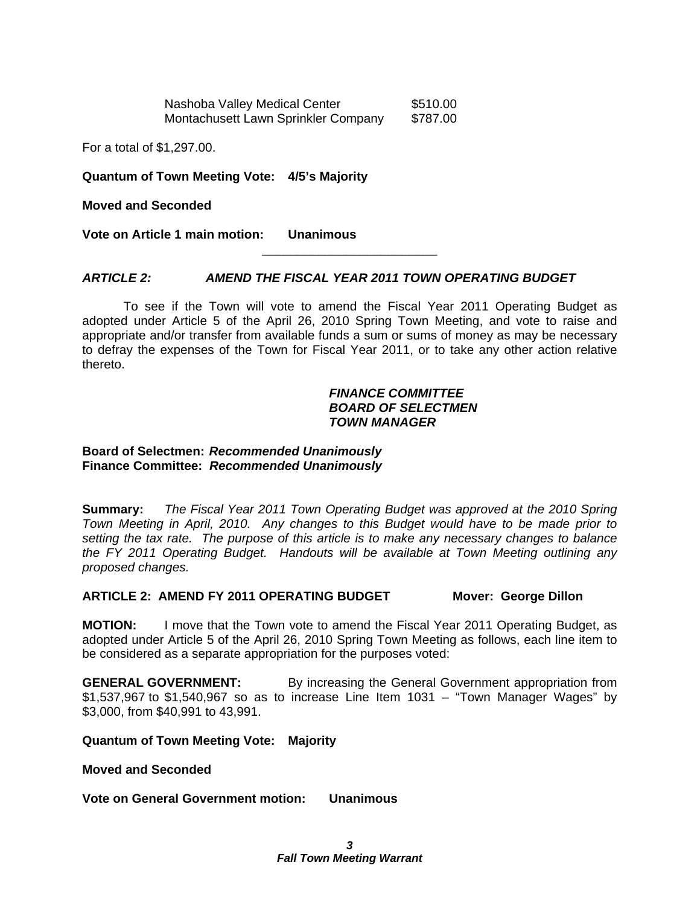| | |
|---|---|
| Nashoba Valley Medical Center | $510.00 |
| Montachusett Lawn Sprinkler Company | $787.00 |

For a total of $1,297.00.

**Quantum of Town Meeting Vote: 4/5's Majority**

**Moved and Seconded**

**Vote on Article 1 main motion: Unanimous**

---

## *ARTICLE 2: AMEND THE FISCAL YEAR 2011 TOWN OPERATING BUDGET*

To see if the Town will vote to amend the Fiscal Year 2011 Operating Budget as adopted under Article 5 of the April 26, 2010 Spring Town Meeting, and vote to raise and appropriate and/or transfer from available funds a sum or sums of money as may be necessary to defray the expenses of the Town for Fiscal Year 2011, or to take any other action relative thereto.

***FINANCE COMMITTEE***
***BOARD OF SELECTMEN***
***TOWN MANAGER***

**Board of Selectmen: *Recommended Unanimously***
**Finance Committee: *Recommended Unanimously***

**Summary:** *The Fiscal Year 2011 Town Operating Budget was approved at the 2010 Spring Town Meeting in April, 2010. Any changes to this Budget would have to be made prior to setting the tax rate. The purpose of this article is to make any necessary changes to balance the FY 2011 Operating Budget. Handouts will be available at Town Meeting outlining any proposed changes.*

**ARTICLE 2: AMEND FY 2011 OPERATING BUDGET Mover: George Dillon**

**MOTION:** I move that the Town vote to amend the Fiscal Year 2011 Operating Budget, as adopted under Article 5 of the April 26, 2010 Spring Town Meeting as follows, each line item to be considered as a separate appropriation for the purposes voted:

**GENERAL GOVERNMENT:** By increasing the General Government appropriation from $1,537,967 to $1,540,967 so as to increase Line Item 1031 – "Town Manager Wages" by $3,000, from $40,991 to 43,991.

**Quantum of Town Meeting Vote: Majority**

**Moved and Seconded**

**Vote on General Government motion: Unanimous**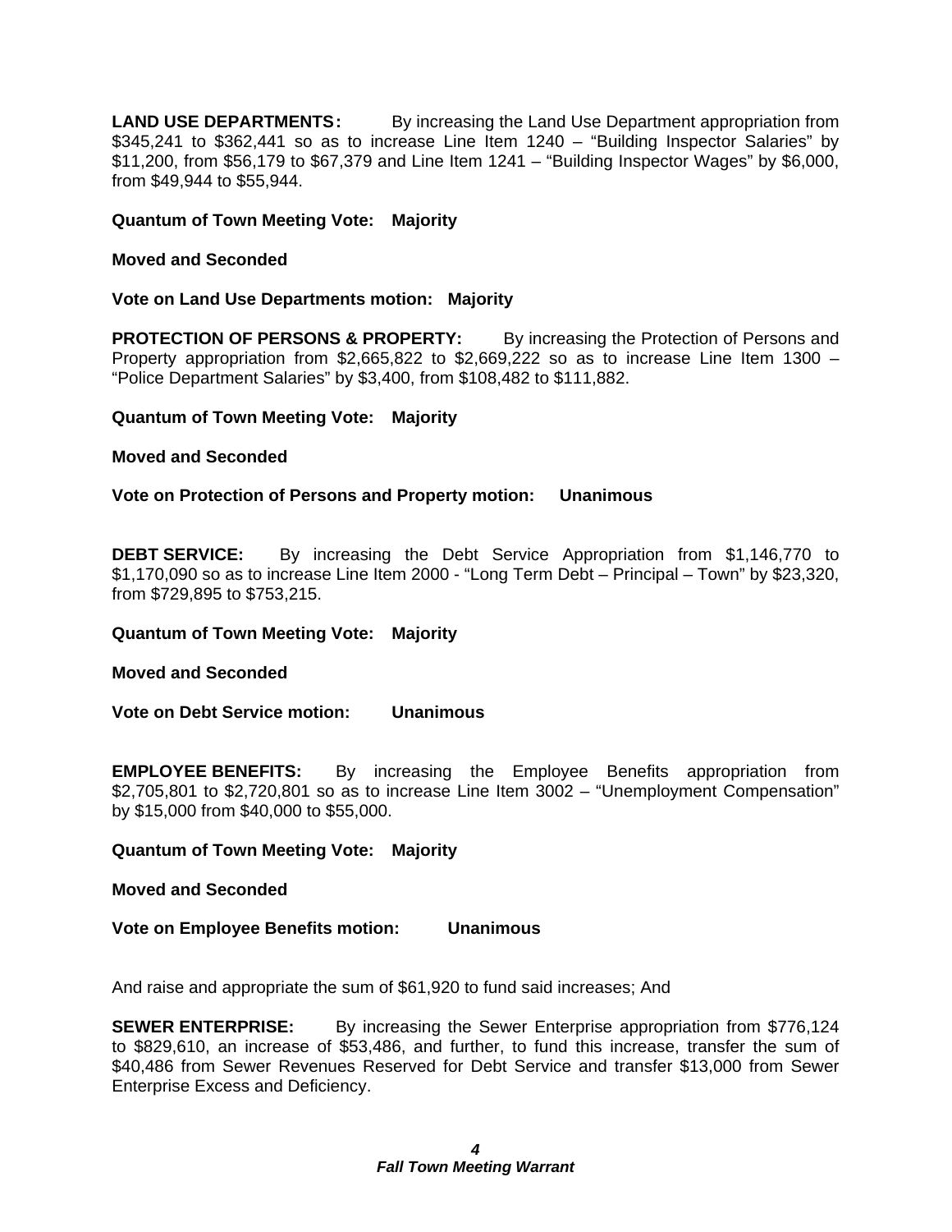**LAND USE DEPARTMENTS:** By increasing the Land Use Department appropriation from $345,241 to $362,441 so as to increase Line Item 1240 – "Building Inspector Salaries" by $11,200, from $56,179 to $67,379 and Line Item 1241 – "Building Inspector Wages" by $6,000, from $49,944 to $55,944.

**Quantum of Town Meeting Vote: Majority**

**Moved and Seconded**

**Vote on Land Use Departments motion: Majority**

**PROTECTION OF PERSONS & PROPERTY:** By increasing the Protection of Persons and Property appropriation from $2,665,822 to $2,669,222 so as to increase Line Item 1300 – "Police Department Salaries" by $3,400, from $108,482 to $111,882.

**Quantum of Town Meeting Vote: Majority**

**Moved and Seconded**

**Vote on Protection of Persons and Property motion: Unanimous**

**DEBT SERVICE:** By increasing the Debt Service Appropriation from $1,146,770 to $1,170,090 so as to increase Line Item 2000 - "Long Term Debt – Principal – Town" by $23,320, from $729,895 to $753,215.

**Quantum of Town Meeting Vote: Majority**

**Moved and Seconded**

**Vote on Debt Service motion: Unanimous**

**EMPLOYEE BENEFITS:** By increasing the Employee Benefits appropriation from $2,705,801 to $2,720,801 so as to increase Line Item 3002 – "Unemployment Compensation" by $15,000 from $40,000 to $55,000.

**Quantum of Town Meeting Vote: Majority**

**Moved and Seconded**

**Vote on Employee Benefits motion: Unanimous**

And raise and appropriate the sum of $61,920 to fund said increases; And

**SEWER ENTERPRISE:** By increasing the Sewer Enterprise appropriation from $776,124 to $829,610, an increase of $53,486, and further, to fund this increase, transfer the sum of $40,486 from Sewer Revenues Reserved for Debt Service and transfer $13,000 from Sewer Enterprise Excess and Deficiency.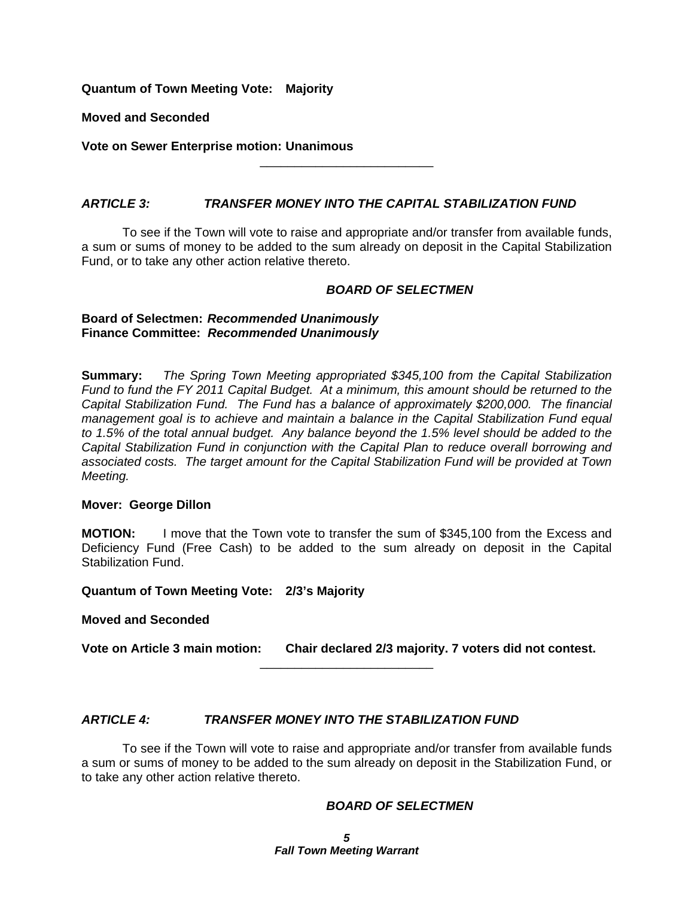**Quantum of Town Meeting Vote: Majority**

**Moved and Seconded**

**Vote on Sewer Enterprise motion: Unanimous**

---

### *ARTICLE 3: TRANSFER MONEY INTO THE CAPITAL STABILIZATION FUND*

To see if the Town will vote to raise and appropriate and/or transfer from available funds, a sum or sums of money to be added to the sum already on deposit in the Capital Stabilization Fund, or to take any other action relative thereto.

***BOARD OF SELECTMEN***

**Board of Selectmen:** ***Recommended Unanimously***
**Finance Committee:** ***Recommended Unanimously***

**Summary:** *The Spring Town Meeting appropriated $345,100 from the Capital Stabilization Fund to fund the FY 2011 Capital Budget. At a minimum, this amount should be returned to the Capital Stabilization Fund. The Fund has a balance of approximately $200,000. The financial management goal is to achieve and maintain a balance in the Capital Stabilization Fund equal to 1.5% of the total annual budget. Any balance beyond the 1.5% level should be added to the Capital Stabilization Fund in conjunction with the Capital Plan to reduce overall borrowing and associated costs. The target amount for the Capital Stabilization Fund will be provided at Town Meeting.*

**Mover: George Dillon**

**MOTION:** I move that the Town vote to transfer the sum of $345,100 from the Excess and Deficiency Fund (Free Cash) to be added to the sum already on deposit in the Capital Stabilization Fund.

**Quantum of Town Meeting Vote: 2/3's Majority**

**Moved and Seconded**

**Vote on Article 3 main motion: Chair declared 2/3 majority. 7 voters did not contest.**

---

### *ARTICLE 4: TRANSFER MONEY INTO THE STABILIZATION FUND*

To see if the Town will vote to raise and appropriate and/or transfer from available funds a sum or sums of money to be added to the sum already on deposit in the Stabilization Fund, or to take any other action relative thereto.

***BOARD OF SELECTMEN***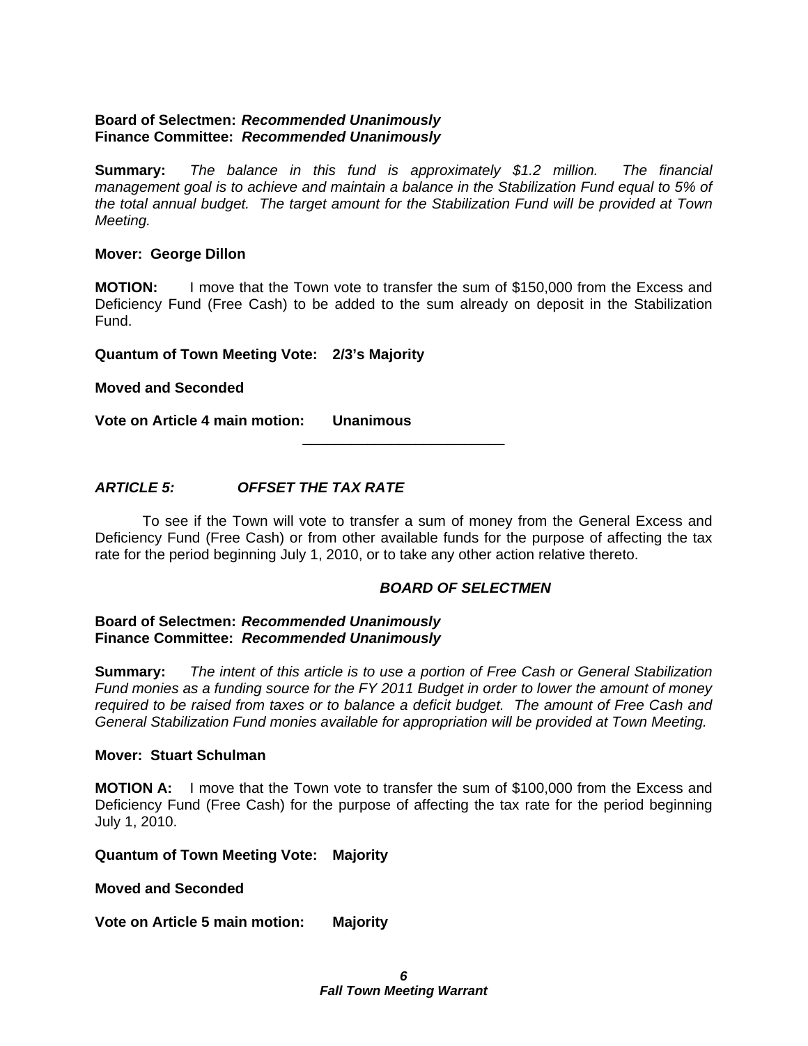**Board of Selectmen:** ***Recommended Unanimously***
**Finance Committee:** ***Recommended Unanimously***

**Summary:** *The balance in this fund is approximately $1.2 million. The financial management goal is to achieve and maintain a balance in the Stabilization Fund equal to 5% of the total annual budget. The target amount for the Stabilization Fund will be provided at Town Meeting.*

**Mover: George Dillon**

**MOTION:** I move that the Town vote to transfer the sum of $150,000 from the Excess and Deficiency Fund (Free Cash) to be added to the sum already on deposit in the Stabilization Fund.

**Quantum of Town Meeting Vote: 2/3's Majority**

**Moved and Seconded**

**Vote on Article 4 main motion: Unanimous**

---

### *ARTICLE 5: OFFSET THE TAX RATE*

To see if the Town will vote to transfer a sum of money from the General Excess and Deficiency Fund (Free Cash) or from other available funds for the purpose of affecting the tax rate for the period beginning July 1, 2010, or to take any other action relative thereto.

***BOARD OF SELECTMEN***

**Board of Selectmen:** ***Recommended Unanimously***
**Finance Committee:** ***Recommended Unanimously***

**Summary:** *The intent of this article is to use a portion of Free Cash or General Stabilization Fund monies as a funding source for the FY 2011 Budget in order to lower the amount of money required to be raised from taxes or to balance a deficit budget. The amount of Free Cash and General Stabilization Fund monies available for appropriation will be provided at Town Meeting.*

**Mover: Stuart Schulman**

**MOTION A:** I move that the Town vote to transfer the sum of $100,000 from the Excess and Deficiency Fund (Free Cash) for the purpose of affecting the tax rate for the period beginning July 1, 2010.

**Quantum of Town Meeting Vote: Majority**

**Moved and Seconded**

**Vote on Article 5 main motion: Majority**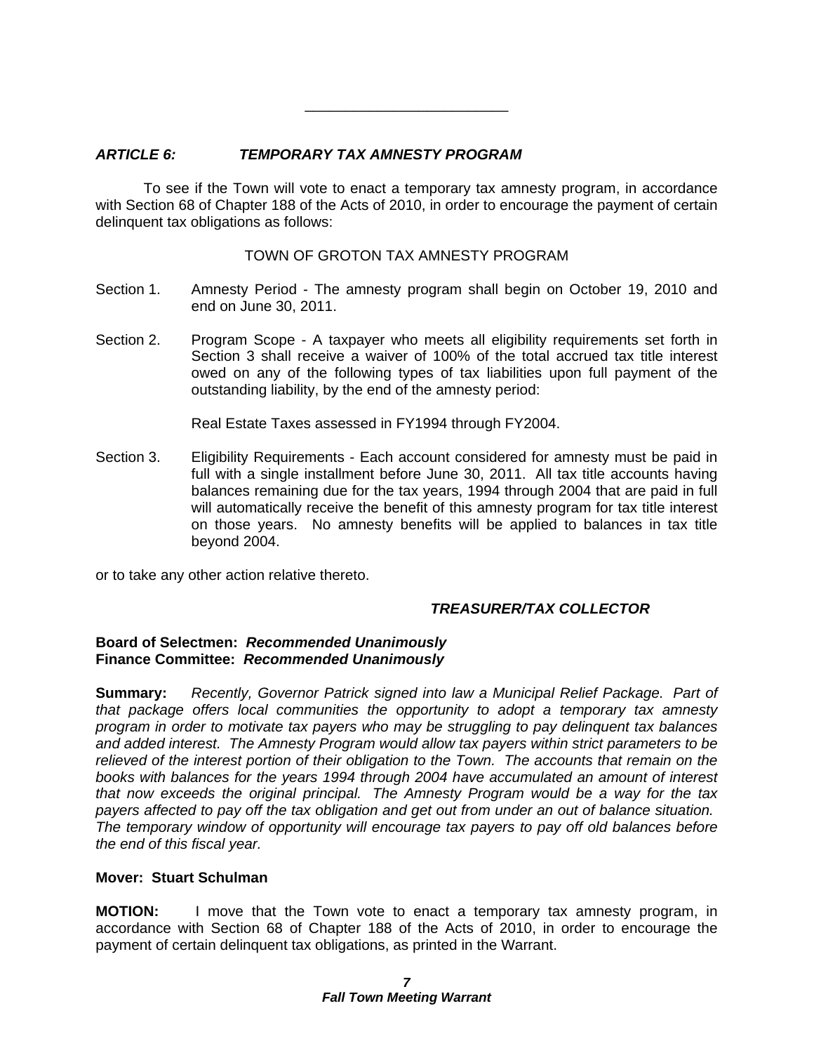---

### *ARTICLE 6: TEMPORARY TAX AMNESTY PROGRAM*

To see if the Town will vote to enact a temporary tax amnesty program, in accordance with Section 68 of Chapter 188 of the Acts of 2010, in order to encourage the payment of certain delinquent tax obligations as follows:

TOWN OF GROTON TAX AMNESTY PROGRAM

Section 1. Amnesty Period - The amnesty program shall begin on October 19, 2010 and end on June 30, 2011.

Section 2. Program Scope - A taxpayer who meets all eligibility requirements set forth in Section 3 shall receive a waiver of 100% of the total accrued tax title interest owed on any of the following types of tax liabilities upon full payment of the outstanding liability, by the end of the amnesty period:

Real Estate Taxes assessed in FY1994 through FY2004.

Section 3. Eligibility Requirements - Each account considered for amnesty must be paid in full with a single installment before June 30, 2011. All tax title accounts having balances remaining due for the tax years, 1994 through 2004 that are paid in full will automatically receive the benefit of this amnesty program for tax title interest on those years. No amnesty benefits will be applied to balances in tax title beyond 2004.

or to take any other action relative thereto.

***TREASURER/TAX COLLECTOR***

**Board of Selectmen: *Recommended Unanimously***
**Finance Committee: *Recommended Unanimously***

**Summary:** *Recently, Governor Patrick signed into law a Municipal Relief Package. Part of that package offers local communities the opportunity to adopt a temporary tax amnesty program in order to motivate tax payers who may be struggling to pay delinquent tax balances and added interest. The Amnesty Program would allow tax payers within strict parameters to be relieved of the interest portion of their obligation to the Town. The accounts that remain on the books with balances for the years 1994 through 2004 have accumulated an amount of interest that now exceeds the original principal. The Amnesty Program would be a way for the tax payers affected to pay off the tax obligation and get out from under an out of balance situation. The temporary window of opportunity will encourage tax payers to pay off old balances before the end of this fiscal year.*

**Mover: Stuart Schulman**

**MOTION:** I move that the Town vote to enact a temporary tax amnesty program, in accordance with Section 68 of Chapter 188 of the Acts of 2010, in order to encourage the payment of certain delinquent tax obligations, as printed in the Warrant.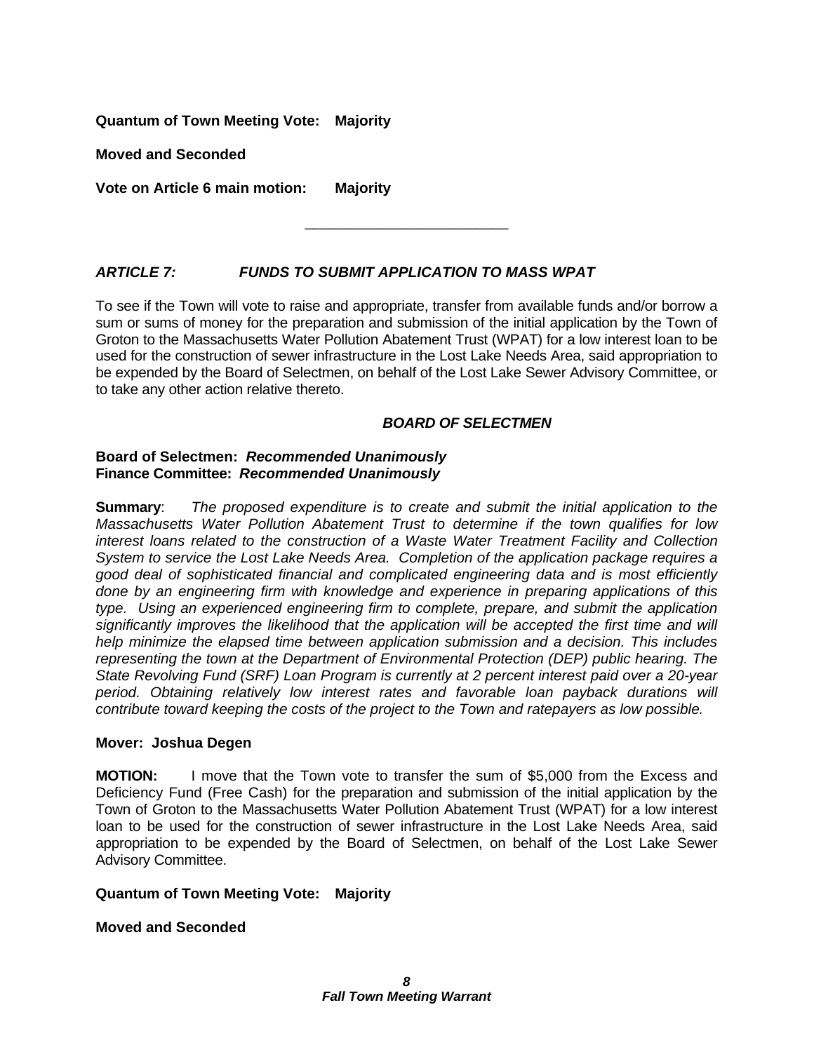**Quantum of Town Meeting Vote: Majority**

**Moved and Seconded**

**Vote on Article 6 main motion: Majority**

---

### *ARTICLE 7: FUNDS TO SUBMIT APPLICATION TO MASS WPAT*

To see if the Town will vote to raise and appropriate, transfer from available funds and/or borrow a sum or sums of money for the preparation and submission of the initial application by the Town of Groton to the Massachusetts Water Pollution Abatement Trust (WPAT) for a low interest loan to be used for the construction of sewer infrastructure in the Lost Lake Needs Area, said appropriation to be expended by the Board of Selectmen, on behalf of the Lost Lake Sewer Advisory Committee, or to take any other action relative thereto.

***BOARD OF SELECTMEN***

**Board of Selectmen: *Recommended Unanimously***
**Finance Committee: *Recommended Unanimously***

**Summary**: *The proposed expenditure is to create and submit the initial application to the Massachusetts Water Pollution Abatement Trust to determine if the town qualifies for low interest loans related to the construction of a Waste Water Treatment Facility and Collection System to service the Lost Lake Needs Area. Completion of the application package requires a good deal of sophisticated financial and complicated engineering data and is most efficiently done by an engineering firm with knowledge and experience in preparing applications of this type. Using an experienced engineering firm to complete, prepare, and submit the application significantly improves the likelihood that the application will be accepted the first time and will help minimize the elapsed time between application submission and a decision. This includes representing the town at the Department of Environmental Protection (DEP) public hearing. The State Revolving Fund (SRF) Loan Program is currently at 2 percent interest paid over a 20-year period. Obtaining relatively low interest rates and favorable loan payback durations will contribute toward keeping the costs of the project to the Town and ratepayers as low possible.*

**Mover: Joshua Degen**

**MOTION:** I move that the Town vote to transfer the sum of $5,000 from the Excess and Deficiency Fund (Free Cash) for the preparation and submission of the initial application by the Town of Groton to the Massachusetts Water Pollution Abatement Trust (WPAT) for a low interest loan to be used for the construction of sewer infrastructure in the Lost Lake Needs Area, said appropriation to be expended by the Board of Selectmen, on behalf of the Lost Lake Sewer Advisory Committee.

**Quantum of Town Meeting Vote: Majority**

**Moved and Seconded**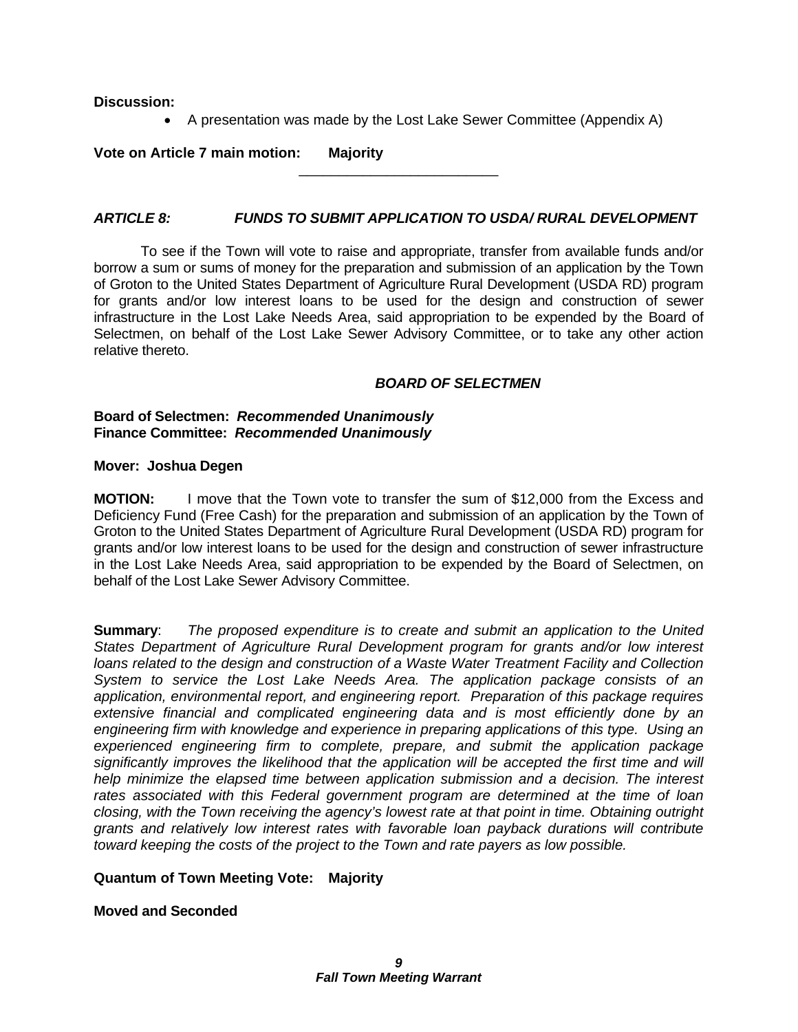**Discussion:**

- A presentation was made by the Lost Lake Sewer Committee (Appendix A)

**Vote on Article 7 main motion: Majority**

---

### ***ARTICLE 8: FUNDS TO SUBMIT APPLICATION TO USDA/ RURAL DEVELOPMENT***

To see if the Town will vote to raise and appropriate, transfer from available funds and/or borrow a sum or sums of money for the preparation and submission of an application by the Town of Groton to the United States Department of Agriculture Rural Development (USDA RD) program for grants and/or low interest loans to be used for the design and construction of sewer infrastructure in the Lost Lake Needs Area, said appropriation to be expended by the Board of Selectmen, on behalf of the Lost Lake Sewer Advisory Committee, or to take any other action relative thereto.

***BOARD OF SELECTMEN***

**Board of Selectmen: *Recommended Unanimously***
**Finance Committee: *Recommended Unanimously***

**Mover: Joshua Degen**

**MOTION:** I move that the Town vote to transfer the sum of $12,000 from the Excess and Deficiency Fund (Free Cash) for the preparation and submission of an application by the Town of Groton to the United States Department of Agriculture Rural Development (USDA RD) program for grants and/or low interest loans to be used for the design and construction of sewer infrastructure in the Lost Lake Needs Area, said appropriation to be expended by the Board of Selectmen, on behalf of the Lost Lake Sewer Advisory Committee.

**Summary**: *The proposed expenditure is to create and submit an application to the United States Department of Agriculture Rural Development program for grants and/or low interest loans related to the design and construction of a Waste Water Treatment Facility and Collection System to service the Lost Lake Needs Area. The application package consists of an application, environmental report, and engineering report. Preparation of this package requires extensive financial and complicated engineering data and is most efficiently done by an engineering firm with knowledge and experience in preparing applications of this type. Using an experienced engineering firm to complete, prepare, and submit the application package significantly improves the likelihood that the application will be accepted the first time and will help minimize the elapsed time between application submission and a decision. The interest rates associated with this Federal government program are determined at the time of loan closing, with the Town receiving the agency's lowest rate at that point in time. Obtaining outright grants and relatively low interest rates with favorable loan payback durations will contribute toward keeping the costs of the project to the Town and rate payers as low possible.*

**Quantum of Town Meeting Vote: Majority**

**Moved and Seconded**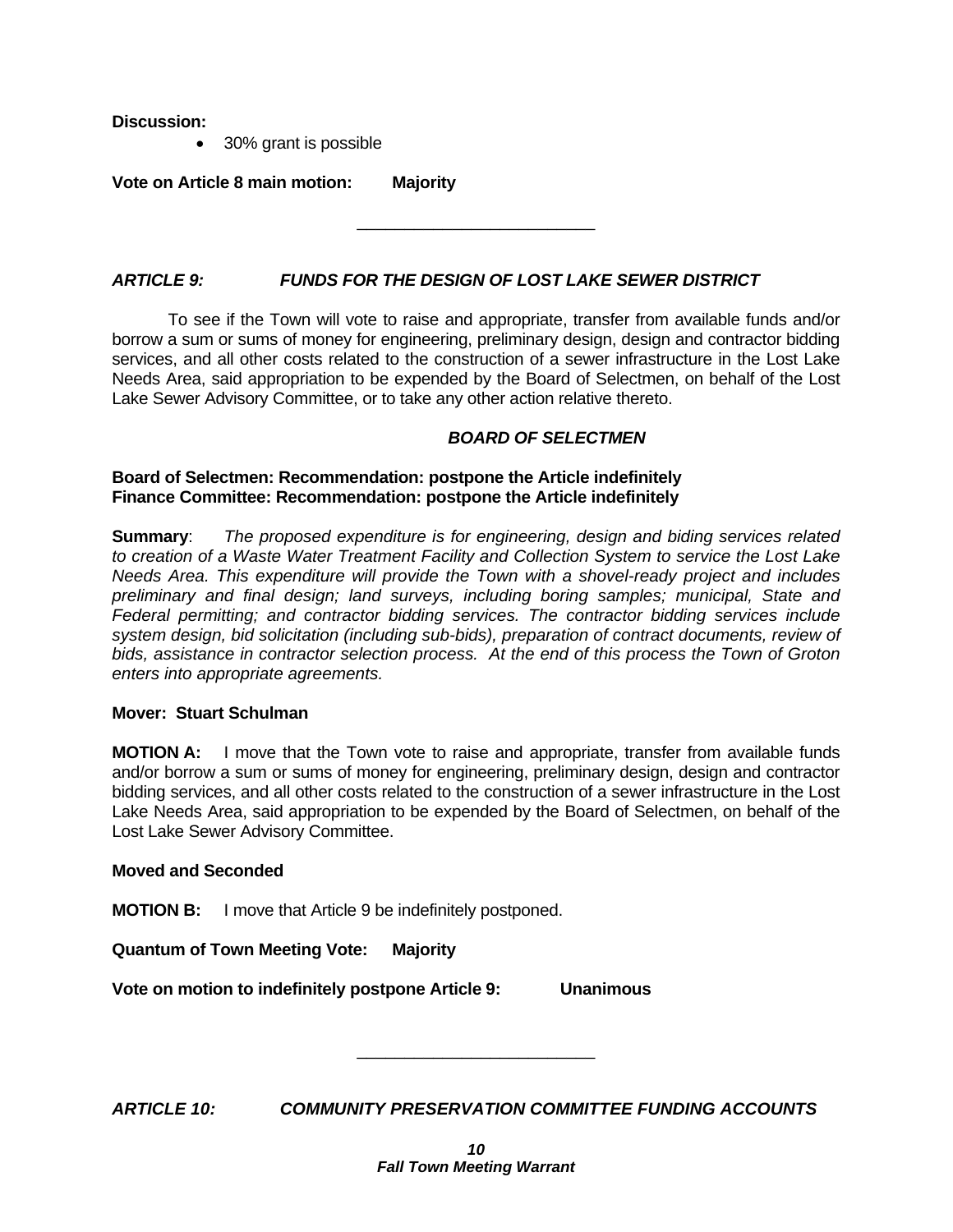**Discussion:**

- 30% grant is possible

**Vote on Article 8 main motion:** **Majority**

---

### *ARTICLE 9: FUNDS FOR THE DESIGN OF LOST LAKE SEWER DISTRICT*

To see if the Town will vote to raise and appropriate, transfer from available funds and/or borrow a sum or sums of money for engineering, preliminary design, design and contractor bidding services, and all other costs related to the construction of a sewer infrastructure in the Lost Lake Needs Area, said appropriation to be expended by the Board of Selectmen, on behalf of the Lost Lake Sewer Advisory Committee, or to take any other action relative thereto.

***BOARD OF SELECTMEN***

**Board of Selectmen: Recommendation: postpone the Article indefinitely**
**Finance Committee: Recommendation: postpone the Article indefinitely**

**Summary**: *The proposed expenditure is for engineering, design and biding services related to creation of a Waste Water Treatment Facility and Collection System to service the Lost Lake Needs Area. This expenditure will provide the Town with a shovel-ready project and includes preliminary and final design; land surveys, including boring samples; municipal, State and Federal permitting; and contractor bidding services. The contractor bidding services include system design, bid solicitation (including sub-bids), preparation of contract documents, review of bids, assistance in contractor selection process. At the end of this process the Town of Groton enters into appropriate agreements.*

**Mover: Stuart Schulman**

**MOTION A:** I move that the Town vote to raise and appropriate, transfer from available funds and/or borrow a sum or sums of money for engineering, preliminary design, design and contractor bidding services, and all other costs related to the construction of a sewer infrastructure in the Lost Lake Needs Area, said appropriation to be expended by the Board of Selectmen, on behalf of the Lost Lake Sewer Advisory Committee.

**Moved and Seconded**

**MOTION B:** I move that Article 9 be indefinitely postponed.

**Quantum of Town Meeting Vote:** **Majority**

**Vote on motion to indefinitely postpone Article 9:** **Unanimous**

---

### *ARTICLE 10: COMMUNITY PRESERVATION COMMITTEE FUNDING ACCOUNTS*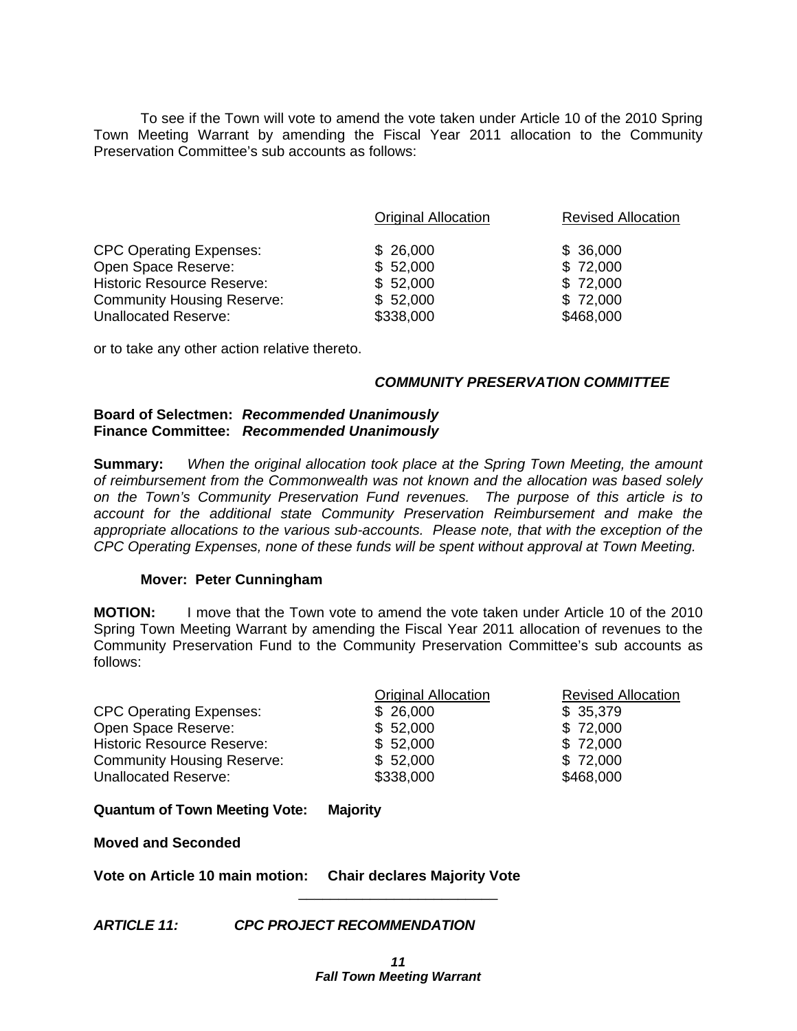To see if the Town will vote to amend the vote taken under Article 10 of the 2010 Spring Town Meeting Warrant by amending the Fiscal Year 2011 allocation to the Community Preservation Committee's sub accounts as follows:

| | Original Allocation | Revised Allocation |
|---|---|---|
| CPC Operating Expenses: | $ 26,000 | $ 36,000 |
| Open Space Reserve: | $ 52,000 | $ 72,000 |
| Historic Resource Reserve: | $ 52,000 | $ 72,000 |
| Community Housing Reserve: | $ 52,000 | $ 72,000 |
| Unallocated Reserve: | $338,000 | $468,000 |

or to take any other action relative thereto.

***COMMUNITY PRESERVATION COMMITTEE***

**Board of Selectmen:** ***Recommended Unanimously***
**Finance Committee:** ***Recommended Unanimously***

**Summary:** *When the original allocation took place at the Spring Town Meeting, the amount of reimbursement from the Commonwealth was not known and the allocation was based solely on the Town's Community Preservation Fund revenues. The purpose of this article is to account for the additional state Community Preservation Reimbursement and make the appropriate allocations to the various sub-accounts. Please note, that with the exception of the CPC Operating Expenses, none of these funds will be spent without approval at Town Meeting.*

**Mover: Peter Cunningham**

**MOTION:** I move that the Town vote to amend the vote taken under Article 10 of the 2010 Spring Town Meeting Warrant by amending the Fiscal Year 2011 allocation of revenues to the Community Preservation Fund to the Community Preservation Committee's sub accounts as follows:

| | Original Allocation | Revised Allocation |
|---|---|---|
| CPC Operating Expenses: | $ 26,000 | $ 35,379 |
| Open Space Reserve: | $ 52,000 | $ 72,000 |
| Historic Resource Reserve: | $ 52,000 | $ 72,000 |
| Community Housing Reserve: | $ 52,000 | $ 72,000 |
| Unallocated Reserve: | $338,000 | $468,000 |

**Quantum of Town Meeting Vote: Majority**

**Moved and Seconded**

**Vote on Article 10 main motion: Chair declares Majority Vote**

---

***ARTICLE 11: CPC PROJECT RECOMMENDATION***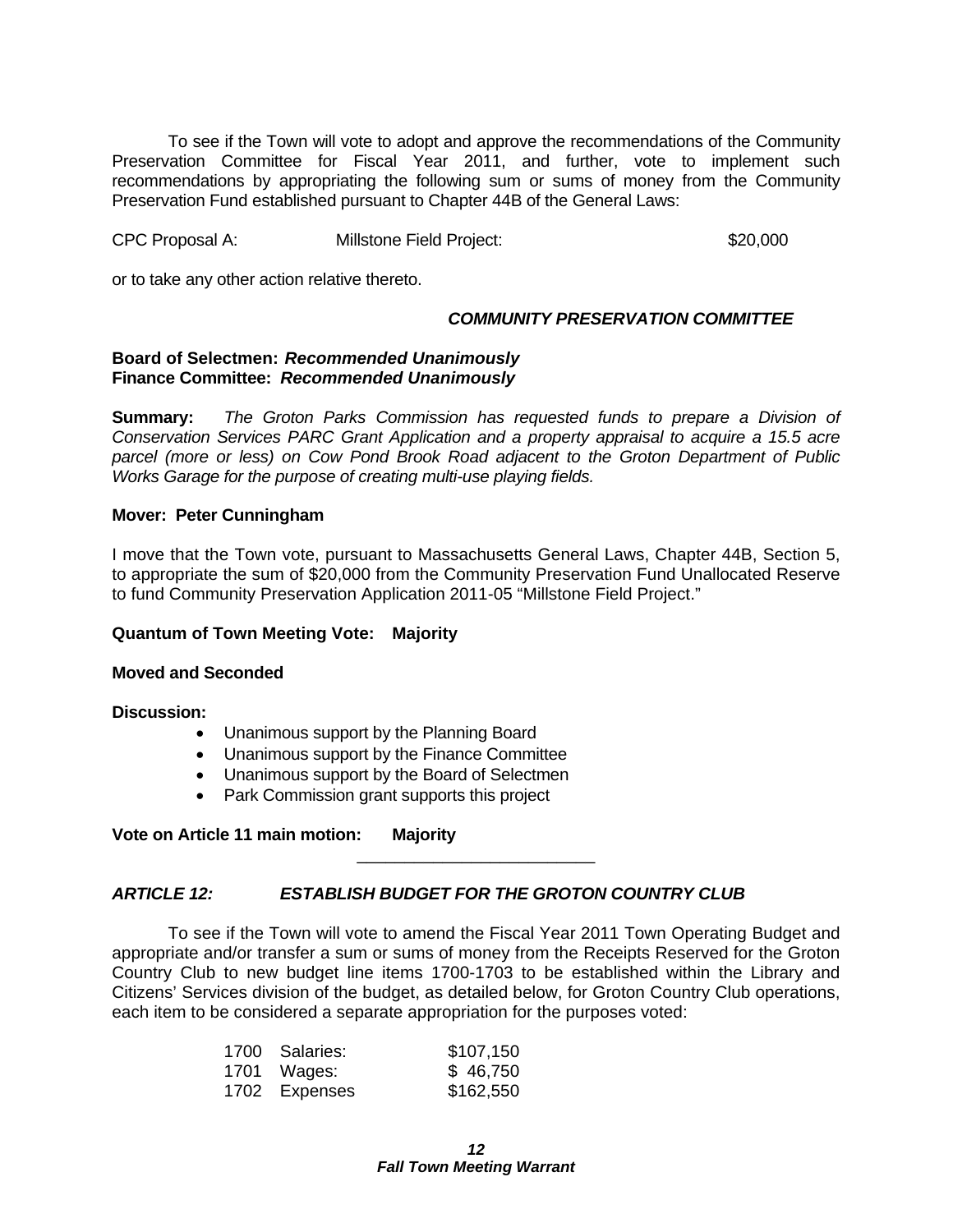To see if the Town will vote to adopt and approve the recommendations of the Community Preservation Committee for Fiscal Year 2011, and further, vote to implement such recommendations by appropriating the following sum or sums of money from the Community Preservation Fund established pursuant to Chapter 44B of the General Laws:

| | | |
|---|---|---|
| CPC Proposal A: | Millstone Field Project: | $20,000 |

or to take any other action relative thereto.

***COMMUNITY PRESERVATION COMMITTEE***

**Board of Selectmen: *Recommended Unanimously***
**Finance Committee: *Recommended Unanimously***

**Summary:** *The Groton Parks Commission has requested funds to prepare a Division of Conservation Services PARC Grant Application and a property appraisal to acquire a 15.5 acre parcel (more or less) on Cow Pond Brook Road adjacent to the Groton Department of Public Works Garage for the purpose of creating multi-use playing fields.*

**Mover: Peter Cunningham**

I move that the Town vote, pursuant to Massachusetts General Laws, Chapter 44B, Section 5, to appropriate the sum of $20,000 from the Community Preservation Fund Unallocated Reserve to fund Community Preservation Application 2011-05 "Millstone Field Project."

**Quantum of Town Meeting Vote: Majority**

**Moved and Seconded**

**Discussion:**

- Unanimous support by the Planning Board
- Unanimous support by the Finance Committee
- Unanimous support by the Board of Selectmen
- Park Commission grant supports this project

**Vote on Article 11 main motion: Majority**

---

## *ARTICLE 12: ESTABLISH BUDGET FOR THE GROTON COUNTRY CLUB*

To see if the Town will vote to amend the Fiscal Year 2011 Town Operating Budget and appropriate and/or transfer a sum or sums of money from the Receipts Reserved for the Groton Country Club to new budget line items 1700-1703 to be established within the Library and Citizens' Services division of the budget, as detailed below, for Groton Country Club operations, each item to be considered a separate appropriation for the purposes voted:

| | | |
|---|---|---|
| 1700 | Salaries: | $107,150 |
| 1701 | Wages: | $ 46,750 |
| 1702 | Expenses | $162,550 |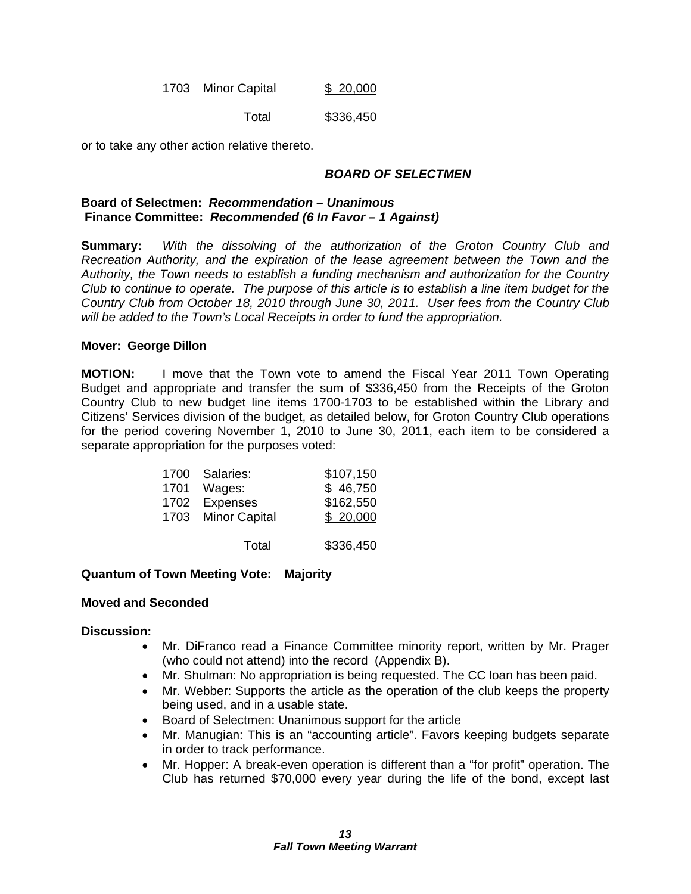| | | |
|---|---|---|
| 1703 | Minor Capital | $ 20,000 |
| | Total | $336,450 |

or to take any other action relative thereto.

***BOARD OF SELECTMEN***

**Board of Selectmen:** ***Recommendation – Unanimous***
**Finance Committee:** ***Recommended (6 In Favor – 1 Against)***

**Summary:** *With the dissolving of the authorization of the Groton Country Club and Recreation Authority, and the expiration of the lease agreement between the Town and the Authority, the Town needs to establish a funding mechanism and authorization for the Country Club to continue to operate. The purpose of this article is to establish a line item budget for the Country Club from October 18, 2010 through June 30, 2011. User fees from the Country Club will be added to the Town's Local Receipts in order to fund the appropriation.*

**Mover: George Dillon**

**MOTION:** I move that the Town vote to amend the Fiscal Year 2011 Town Operating Budget and appropriate and transfer the sum of $336,450 from the Receipts of the Groton Country Club to new budget line items 1700-1703 to be established within the Library and Citizens' Services division of the budget, as detailed below, for Groton Country Club operations for the period covering November 1, 2010 to June 30, 2011, each item to be considered a separate appropriation for the purposes voted:

| | | |
|---|---|---|
| 1700 | Salaries: | $107,150 |
| 1701 | Wages: | $ 46,750 |
| 1702 | Expenses | $162,550 |
| 1703 | Minor Capital | $ 20,000 |
| | Total | $336,450 |

**Quantum of Town Meeting Vote: Majority**

**Moved and Seconded**

**Discussion:**

- Mr. DiFranco read a Finance Committee minority report, written by Mr. Prager (who could not attend) into the record (Appendix B).
- Mr. Shulman: No appropriation is being requested. The CC loan has been paid.
- Mr. Webber: Supports the article as the operation of the club keeps the property being used, and in a usable state.
- Board of Selectmen: Unanimous support for the article
- Mr. Manugian: This is an "accounting article". Favors keeping budgets separate in order to track performance.
- Mr. Hopper: A break-even operation is different than a "for profit" operation. The Club has returned $70,000 every year during the life of the bond, except last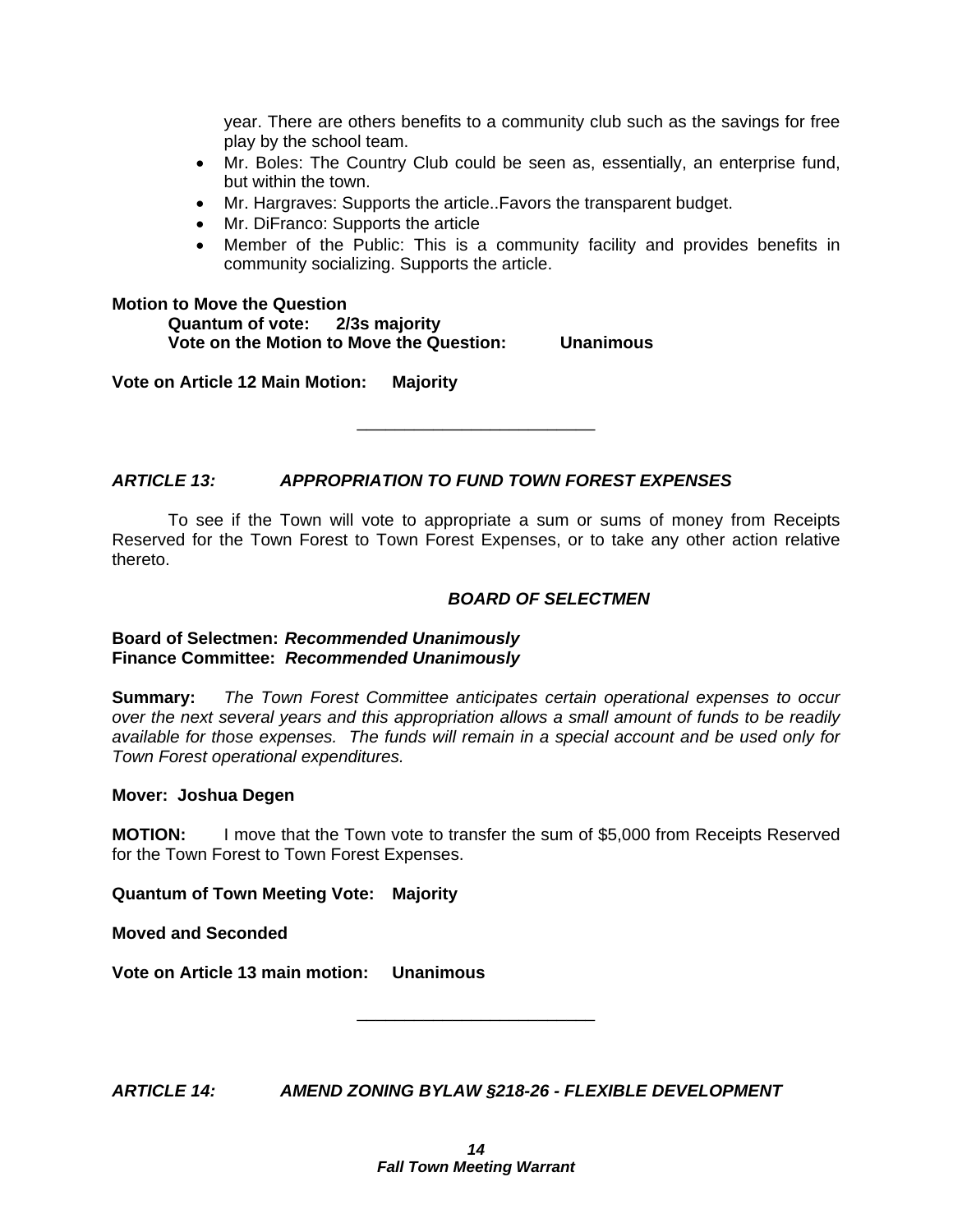year. There are others benefits to a community club such as the savings for free play by the school team.

- Mr. Boles: The Country Club could be seen as, essentially, an enterprise fund, but within the town.
- Mr. Hargraves: Supports the article..Favors the transparent budget.
- Mr. DiFranco: Supports the article
- Member of the Public: This is a community facility and provides benefits in community socializing. Supports the article.

**Motion to Move the Question**
**Quantum of vote: 2/3s majority**
**Vote on the Motion to Move the Question: Unanimous**

**Vote on Article 12 Main Motion: Majority**

---

***ARTICLE 13: APPROPRIATION TO FUND TOWN FOREST EXPENSES***

To see if the Town will vote to appropriate a sum or sums of money from Receipts Reserved for the Town Forest to Town Forest Expenses, or to take any other action relative thereto.

***BOARD OF SELECTMEN***

**Board of Selectmen:** ***Recommended Unanimously***
**Finance Committee:** ***Recommended Unanimously***

**Summary:** *The Town Forest Committee anticipates certain operational expenses to occur over the next several years and this appropriation allows a small amount of funds to be readily available for those expenses. The funds will remain in a special account and be used only for Town Forest operational expenditures.*

**Mover: Joshua Degen**

**MOTION:** I move that the Town vote to transfer the sum of $5,000 from Receipts Reserved for the Town Forest to Town Forest Expenses.

**Quantum of Town Meeting Vote: Majority**

**Moved and Seconded**

**Vote on Article 13 main motion: Unanimous**

---

***ARTICLE 14: AMEND ZONING BYLAW §218-26 - FLEXIBLE DEVELOPMENT***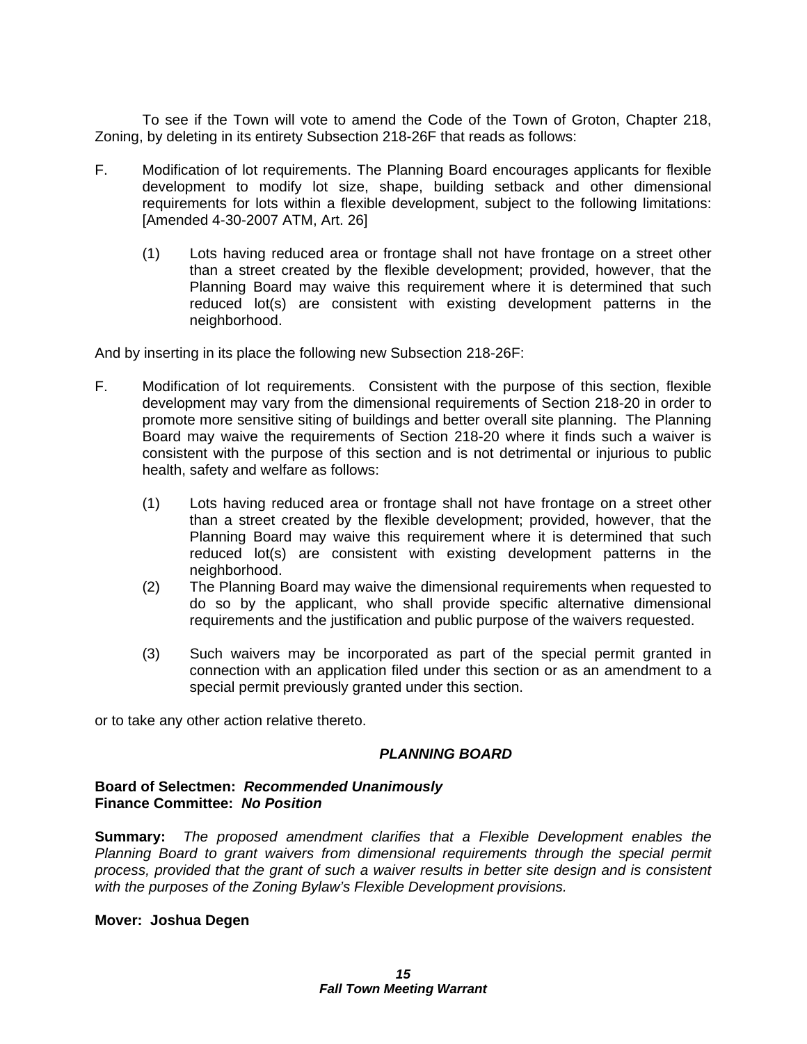To see if the Town will vote to amend the Code of the Town of Groton, Chapter 218, Zoning, by deleting in its entirety Subsection 218-26F that reads as follows:

F. Modification of lot requirements. The Planning Board encourages applicants for flexible development to modify lot size, shape, building setback and other dimensional requirements for lots within a flexible development, subject to the following limitations: [Amended 4-30-2007 ATM, Art. 26]

  (1) Lots having reduced area or frontage shall not have frontage on a street other than a street created by the flexible development; provided, however, that the Planning Board may waive this requirement where it is determined that such reduced lot(s) are consistent with existing development patterns in the neighborhood.

And by inserting in its place the following new Subsection 218-26F:

F. Modification of lot requirements. Consistent with the purpose of this section, flexible development may vary from the dimensional requirements of Section 218-20 in order to promote more sensitive siting of buildings and better overall site planning. The Planning Board may waive the requirements of Section 218-20 where it finds such a waiver is consistent with the purpose of this section and is not detrimental or injurious to public health, safety and welfare as follows:

  (1) Lots having reduced area or frontage shall not have frontage on a street other than a street created by the flexible development; provided, however, that the Planning Board may waive this requirement where it is determined that such reduced lot(s) are consistent with existing development patterns in the neighborhood.
  (2) The Planning Board may waive the dimensional requirements when requested to do so by the applicant, who shall provide specific alternative dimensional requirements and the justification and public purpose of the waivers requested.

  (3) Such waivers may be incorporated as part of the special permit granted in connection with an application filed under this section or as an amendment to a special permit previously granted under this section.

or to take any other action relative thereto.

***PLANNING BOARD***

**Board of Selectmen:** ***Recommended Unanimously***
**Finance Committee:** ***No Position***

**Summary:** *The proposed amendment clarifies that a Flexible Development enables the Planning Board to grant waivers from dimensional requirements through the special permit process, provided that the grant of such a waiver results in better site design and is consistent with the purposes of the Zoning Bylaw's Flexible Development provisions.*

**Mover: Joshua Degen**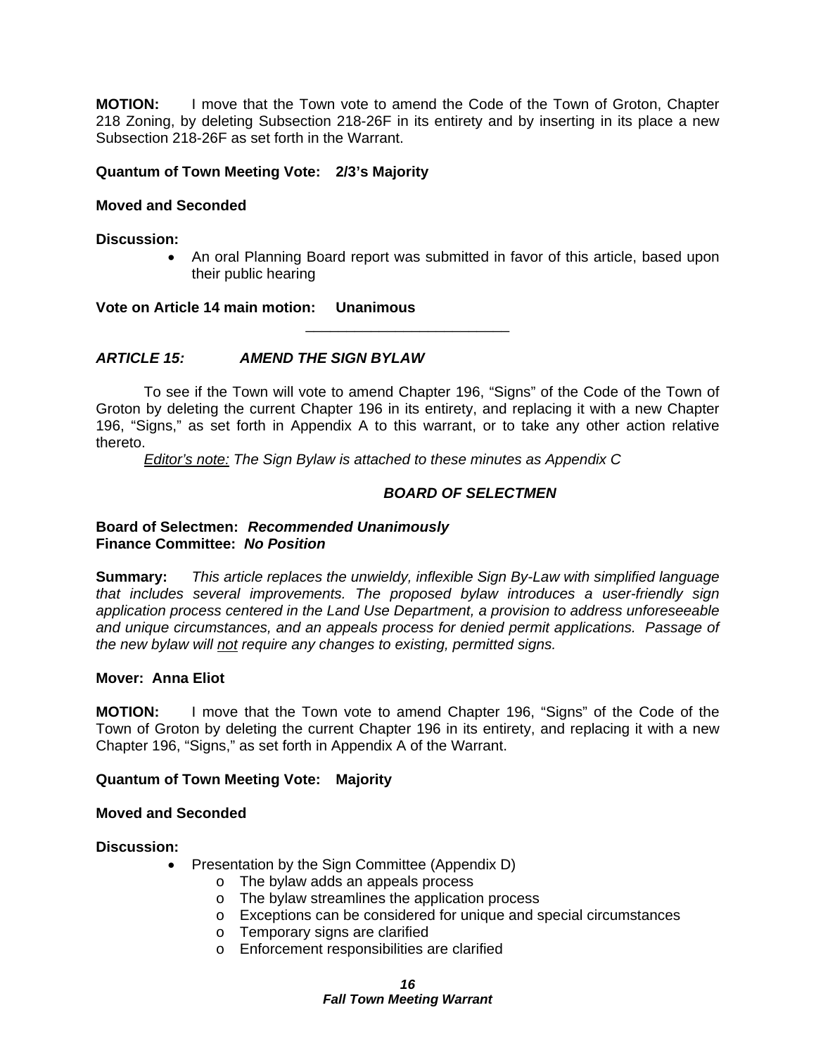**MOTION:** I move that the Town vote to amend the Code of the Town of Groton, Chapter 218 Zoning, by deleting Subsection 218-26F in its entirety and by inserting in its place a new Subsection 218-26F as set forth in the Warrant.

**Quantum of Town Meeting Vote: 2/3's Majority**

**Moved and Seconded**

**Discussion:**

- An oral Planning Board report was submitted in favor of this article, based upon their public hearing

**Vote on Article 14 main motion: Unanimous**

---

### *ARTICLE 15: AMEND THE SIGN BYLAW*

To see if the Town will vote to amend Chapter 196, "Signs" of the Code of the Town of Groton by deleting the current Chapter 196 in its entirety, and replacing it with a new Chapter 196, "Signs," as set forth in Appendix A to this warrant, or to take any other action relative thereto.

*Editor's note: The Sign Bylaw is attached to these minutes as Appendix C*

***BOARD OF SELECTMEN***

**Board of Selectmen:** ***Recommended Unanimously***
**Finance Committee:** ***No Position***

**Summary:** *This article replaces the unwieldy, inflexible Sign By-Law with simplified language that includes several improvements. The proposed bylaw introduces a user-friendly sign application process centered in the Land Use Department, a provision to address unforeseeable and unique circumstances, and an appeals process for denied permit applications. Passage of the new bylaw will not require any changes to existing, permitted signs.*

**Mover: Anna Eliot**

**MOTION:** I move that the Town vote to amend Chapter 196, "Signs" of the Code of the Town of Groton by deleting the current Chapter 196 in its entirety, and replacing it with a new Chapter 196, "Signs," as set forth in Appendix A of the Warrant.

**Quantum of Town Meeting Vote: Majority**

**Moved and Seconded**

**Discussion:**

- Presentation by the Sign Committee (Appendix D)
  - The bylaw adds an appeals process
  - The bylaw streamlines the application process
  - Exceptions can be considered for unique and special circumstances
  - Temporary signs are clarified
  - Enforcement responsibilities are clarified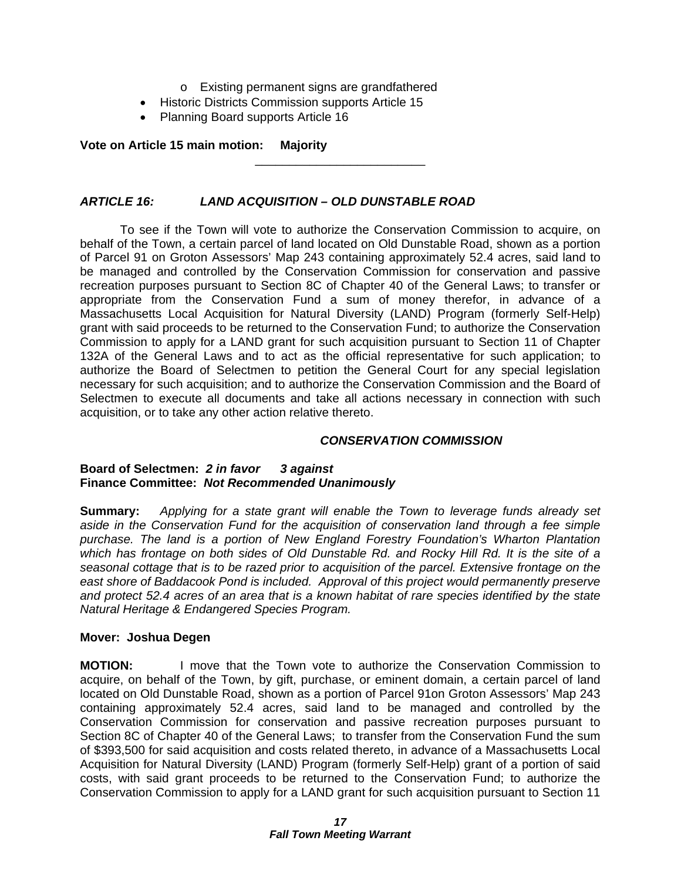- Existing permanent signs are grandfathered
- Historic Districts Commission supports Article 15
- Planning Board supports Article 16

**Vote on Article 15 main motion: Majority**

---

### *ARTICLE 16: LAND ACQUISITION – OLD DUNSTABLE ROAD*

To see if the Town will vote to authorize the Conservation Commission to acquire, on behalf of the Town, a certain parcel of land located on Old Dunstable Road, shown as a portion of Parcel 91 on Groton Assessors' Map 243 containing approximately 52.4 acres, said land to be managed and controlled by the Conservation Commission for conservation and passive recreation purposes pursuant to Section 8C of Chapter 40 of the General Laws; to transfer or appropriate from the Conservation Fund a sum of money therefor, in advance of a Massachusetts Local Acquisition for Natural Diversity (LAND) Program (formerly Self-Help) grant with said proceeds to be returned to the Conservation Fund; to authorize the Conservation Commission to apply for a LAND grant for such acquisition pursuant to Section 11 of Chapter 132A of the General Laws and to act as the official representative for such application; to authorize the Board of Selectmen to petition the General Court for any special legislation necessary for such acquisition; and to authorize the Conservation Commission and the Board of Selectmen to execute all documents and take all actions necessary in connection with such acquisition, or to take any other action relative thereto.

***CONSERVATION COMMISSION***

**Board of Selectmen:** ***2 in favor 3 against***
**Finance Committee:** ***Not Recommended Unanimously***

**Summary:** *Applying for a state grant will enable the Town to leverage funds already set aside in the Conservation Fund for the acquisition of conservation land through a fee simple purchase. The land is a portion of New England Forestry Foundation's Wharton Plantation which has frontage on both sides of Old Dunstable Rd. and Rocky Hill Rd. It is the site of a seasonal cottage that is to be razed prior to acquisition of the parcel. Extensive frontage on the east shore of Baddacook Pond is included. Approval of this project would permanently preserve and protect 52.4 acres of an area that is a known habitat of rare species identified by the state Natural Heritage & Endangered Species Program.*

**Mover: Joshua Degen**

**MOTION:** I move that the Town vote to authorize the Conservation Commission to acquire, on behalf of the Town, by gift, purchase, or eminent domain, a certain parcel of land located on Old Dunstable Road, shown as a portion of Parcel 91on Groton Assessors' Map 243 containing approximately 52.4 acres, said land to be managed and controlled by the Conservation Commission for conservation and passive recreation purposes pursuant to Section 8C of Chapter 40 of the General Laws; to transfer from the Conservation Fund the sum of $393,500 for said acquisition and costs related thereto, in advance of a Massachusetts Local Acquisition for Natural Diversity (LAND) Program (formerly Self-Help) grant of a portion of said costs, with said grant proceeds to be returned to the Conservation Fund; to authorize the Conservation Commission to apply for a LAND grant for such acquisition pursuant to Section 11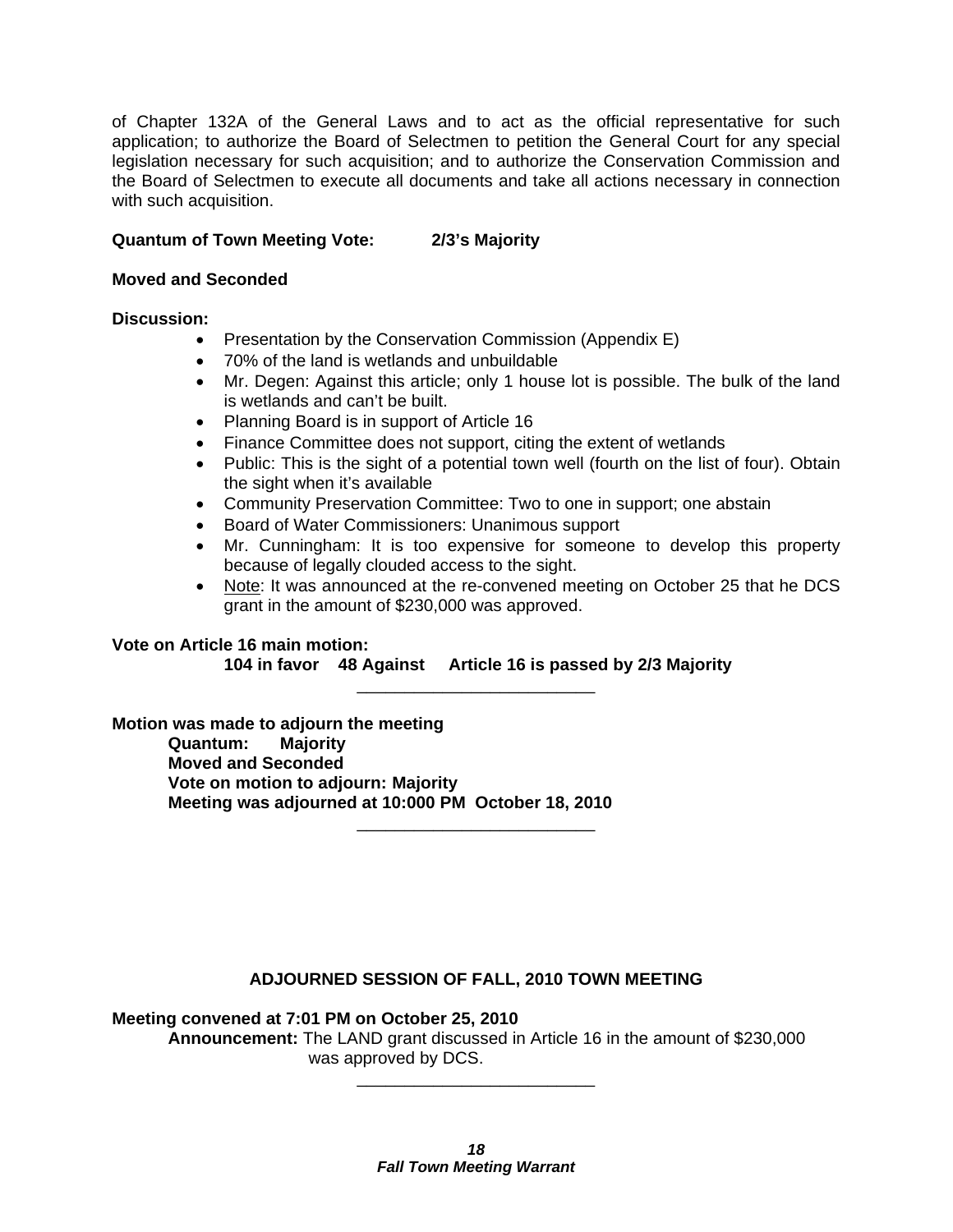of Chapter 132A of the General Laws and to act as the official representative for such application; to authorize the Board of Selectmen to petition the General Court for any special legislation necessary for such acquisition; and to authorize the Conservation Commission and the Board of Selectmen to execute all documents and take all actions necessary in connection with such acquisition.

**Quantum of Town Meeting Vote: 2/3's Majority**

**Moved and Seconded**

**Discussion:**

- Presentation by the Conservation Commission (Appendix E)
- 70% of the land is wetlands and unbuildable
- Mr. Degen: Against this article; only 1 house lot is possible. The bulk of the land is wetlands and can't be built.
- Planning Board is in support of Article 16
- Finance Committee does not support, citing the extent of wetlands
- Public: This is the sight of a potential town well (fourth on the list of four). Obtain the sight when it's available
- Community Preservation Committee: Two to one in support; one abstain
- Board of Water Commissioners: Unanimous support
- Mr. Cunningham: It is too expensive for someone to develop this property because of legally clouded access to the sight.
- Note: It was announced at the re-convened meeting on October 25 that he DCS grant in the amount of $230,000 was approved.

**Vote on Article 16 main motion:**

**104 in favor 48 Against Article 16 is passed by 2/3 Majority**

---

**Motion was made to adjourn the meeting**

**Quantum: Majority**

**Moved and Seconded**

**Vote on motion to adjourn: Majority**

**Meeting was adjourned at 10:000 PM October 18, 2010**

---

## ADJOURNED SESSION OF FALL, 2010 TOWN MEETING

**Meeting convened at 7:01 PM on October 25, 2010**

**Announcement:** The LAND grant discussed in Article 16 in the amount of $230,000 was approved by DCS.

---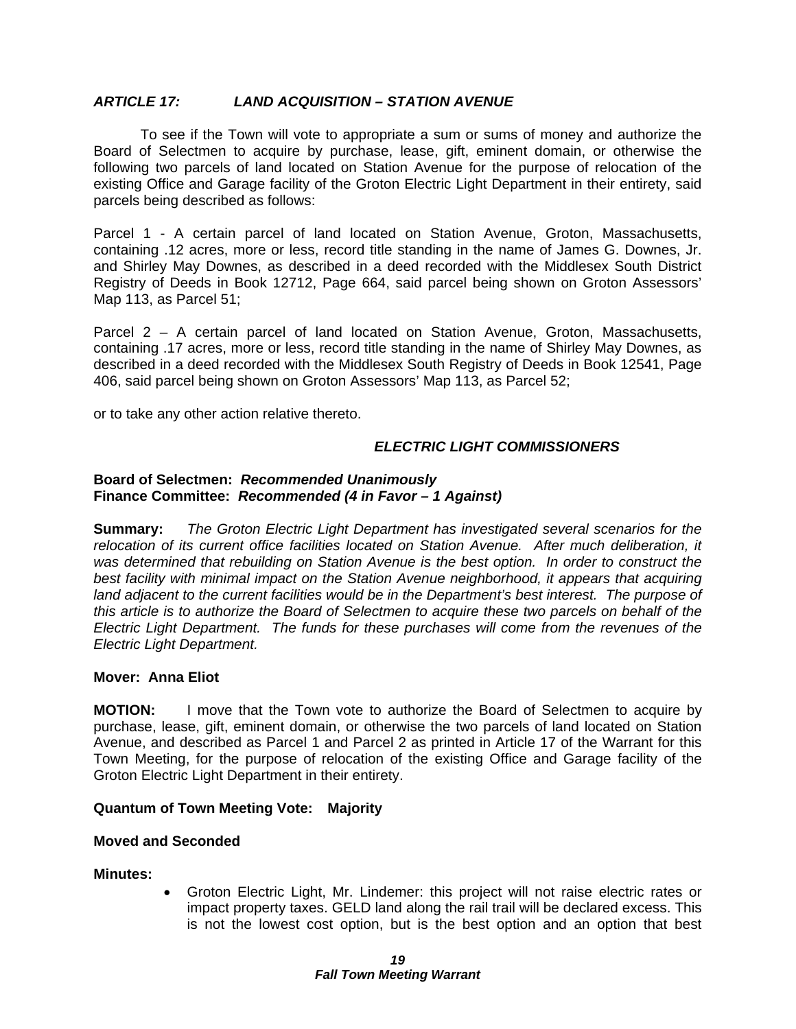### *ARTICLE 17: LAND ACQUISITION – STATION AVENUE*

To see if the Town will vote to appropriate a sum or sums of money and authorize the Board of Selectmen to acquire by purchase, lease, gift, eminent domain, or otherwise the following two parcels of land located on Station Avenue for the purpose of relocation of the existing Office and Garage facility of the Groton Electric Light Department in their entirety, said parcels being described as follows:

Parcel 1 - A certain parcel of land located on Station Avenue, Groton, Massachusetts, containing .12 acres, more or less, record title standing in the name of James G. Downes, Jr. and Shirley May Downes, as described in a deed recorded with the Middlesex South District Registry of Deeds in Book 12712, Page 664, said parcel being shown on Groton Assessors' Map 113, as Parcel 51;

Parcel 2 – A certain parcel of land located on Station Avenue, Groton, Massachusetts, containing .17 acres, more or less, record title standing in the name of Shirley May Downes, as described in a deed recorded with the Middlesex South Registry of Deeds in Book 12541, Page 406, said parcel being shown on Groton Assessors' Map 113, as Parcel 52;

or to take any other action relative thereto.

***ELECTRIC LIGHT COMMISSIONERS***

**Board of Selectmen:** ***Recommended Unanimously***
**Finance Committee:** ***Recommended (4 in Favor – 1 Against)***

**Summary:** *The Groton Electric Light Department has investigated several scenarios for the relocation of its current office facilities located on Station Avenue. After much deliberation, it was determined that rebuilding on Station Avenue is the best option. In order to construct the best facility with minimal impact on the Station Avenue neighborhood, it appears that acquiring land adjacent to the current facilities would be in the Department's best interest. The purpose of this article is to authorize the Board of Selectmen to acquire these two parcels on behalf of the Electric Light Department. The funds for these purchases will come from the revenues of the Electric Light Department.*

**Mover: Anna Eliot**

**MOTION:** I move that the Town vote to authorize the Board of Selectmen to acquire by purchase, lease, gift, eminent domain, or otherwise the two parcels of land located on Station Avenue, and described as Parcel 1 and Parcel 2 as printed in Article 17 of the Warrant for this Town Meeting, for the purpose of relocation of the existing Office and Garage facility of the Groton Electric Light Department in their entirety.

**Quantum of Town Meeting Vote: Majority**

**Moved and Seconded**

**Minutes:**

- Groton Electric Light, Mr. Lindemer: this project will not raise electric rates or impact property taxes. GELD land along the rail trail will be declared excess. This is not the lowest cost option, but is the best option and an option that best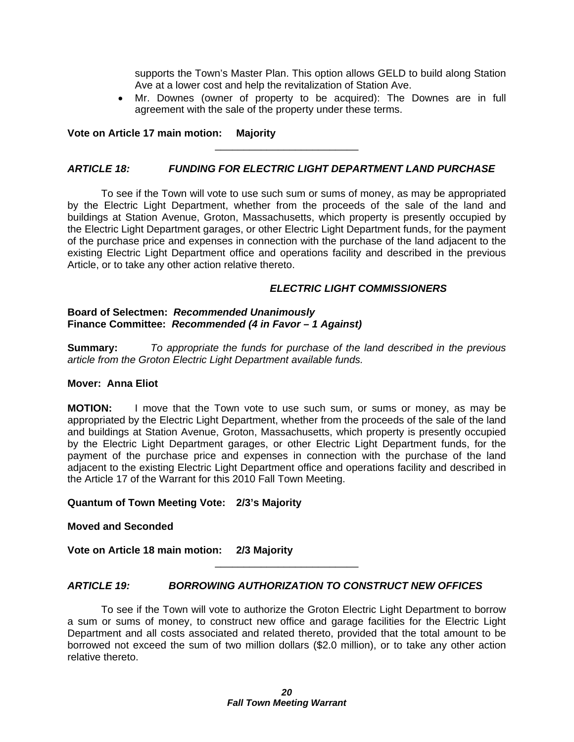supports the Town's Master Plan. This option allows GELD to build along Station Ave at a lower cost and help the revitalization of Station Ave.

- Mr. Downes (owner of property to be acquired): The Downes are in full agreement with the sale of the property under these terms.

**Vote on Article 17 main motion: Majority**

---

### *ARTICLE 18: FUNDING FOR ELECTRIC LIGHT DEPARTMENT LAND PURCHASE*

To see if the Town will vote to use such sum or sums of money, as may be appropriated by the Electric Light Department, whether from the proceeds of the sale of the land and buildings at Station Avenue, Groton, Massachusetts, which property is presently occupied by the Electric Light Department garages, or other Electric Light Department funds, for the payment of the purchase price and expenses in connection with the purchase of the land adjacent to the existing Electric Light Department office and operations facility and described in the previous Article, or to take any other action relative thereto.

***ELECTRIC LIGHT COMMISSIONERS***

**Board of Selectmen: *Recommended Unanimously***
**Finance Committee: *Recommended (4 in Favor – 1 Against)***

**Summary:** *To appropriate the funds for purchase of the land described in the previous article from the Groton Electric Light Department available funds.*

**Mover: Anna Eliot**

**MOTION:** I move that the Town vote to use such sum, or sums or money, as may be appropriated by the Electric Light Department, whether from the proceeds of the sale of the land and buildings at Station Avenue, Groton, Massachusetts, which property is presently occupied by the Electric Light Department garages, or other Electric Light Department funds, for the payment of the purchase price and expenses in connection with the purchase of the land adjacent to the existing Electric Light Department office and operations facility and described in the Article 17 of the Warrant for this 2010 Fall Town Meeting.

**Quantum of Town Meeting Vote: 2/3's Majority**

**Moved and Seconded**

**Vote on Article 18 main motion: 2/3 Majority**

---

### *ARTICLE 19: BORROWING AUTHORIZATION TO CONSTRUCT NEW OFFICES*

To see if the Town will vote to authorize the Groton Electric Light Department to borrow a sum or sums of money, to construct new office and garage facilities for the Electric Light Department and all costs associated and related thereto, provided that the total amount to be borrowed not exceed the sum of two million dollars ($2.0 million), or to take any other action relative thereto.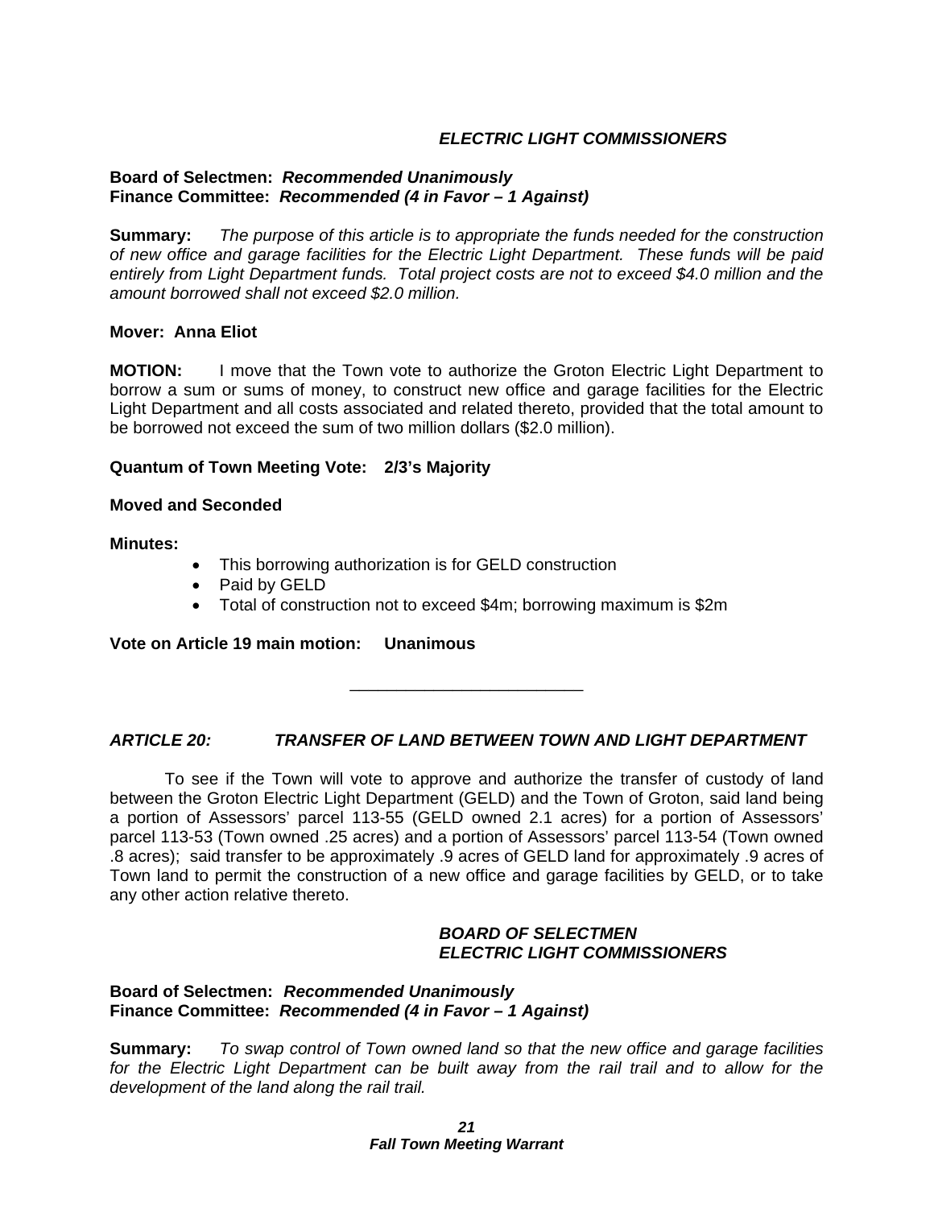***ELECTRIC LIGHT COMMISSIONERS***

**Board of Selectmen:** ***Recommended Unanimously***
**Finance Committee:** ***Recommended (4 in Favor – 1 Against)***

**Summary:** *The purpose of this article is to appropriate the funds needed for the construction of new office and garage facilities for the Electric Light Department. These funds will be paid entirely from Light Department funds. Total project costs are not to exceed $4.0 million and the amount borrowed shall not exceed $2.0 million.*

**Mover: Anna Eliot**

**MOTION:** I move that the Town vote to authorize the Groton Electric Light Department to borrow a sum or sums of money, to construct new office and garage facilities for the Electric Light Department and all costs associated and related thereto, provided that the total amount to be borrowed not exceed the sum of two million dollars ($2.0 million).

**Quantum of Town Meeting Vote: 2/3's Majority**

**Moved and Seconded**

**Minutes:**

- This borrowing authorization is for GELD construction
- Paid by GELD
- Total of construction not to exceed $4m; borrowing maximum is $2m

**Vote on Article 19 main motion: Unanimous**

---

## *ARTICLE 20: TRANSFER OF LAND BETWEEN TOWN AND LIGHT DEPARTMENT*

To see if the Town will vote to approve and authorize the transfer of custody of land between the Groton Electric Light Department (GELD) and the Town of Groton, said land being a portion of Assessors' parcel 113-55 (GELD owned 2.1 acres) for a portion of Assessors' parcel 113-53 (Town owned .25 acres) and a portion of Assessors' parcel 113-54 (Town owned .8 acres); said transfer to be approximately .9 acres of GELD land for approximately .9 acres of Town land to permit the construction of a new office and garage facilities by GELD, or to take any other action relative thereto.

***BOARD OF SELECTMEN***
***ELECTRIC LIGHT COMMISSIONERS***

**Board of Selectmen:** ***Recommended Unanimously***
**Finance Committee:** ***Recommended (4 in Favor – 1 Against)***

**Summary:** *To swap control of Town owned land so that the new office and garage facilities for the Electric Light Department can be built away from the rail trail and to allow for the development of the land along the rail trail.*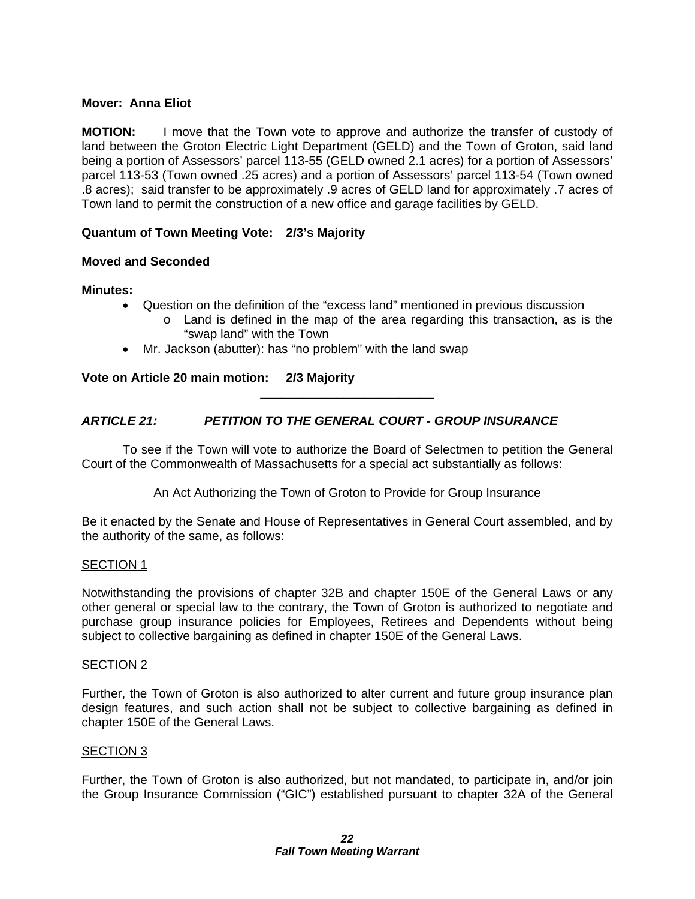**Mover: Anna Eliot**

**MOTION:** I move that the Town vote to approve and authorize the transfer of custody of land between the Groton Electric Light Department (GELD) and the Town of Groton, said land being a portion of Assessors' parcel 113-55 (GELD owned 2.1 acres) for a portion of Assessors' parcel 113-53 (Town owned .25 acres) and a portion of Assessors' parcel 113-54 (Town owned .8 acres); said transfer to be approximately .9 acres of GELD land for approximately .7 acres of Town land to permit the construction of a new office and garage facilities by GELD.

**Quantum of Town Meeting Vote: 2/3's Majority**

**Moved and Seconded**

**Minutes:**

- Question on the definition of the "excess land" mentioned in previous discussion
  - Land is defined in the map of the area regarding this transaction, as is the "swap land" with the Town
- Mr. Jackson (abutter): has "no problem" with the land swap

**Vote on Article 20 main motion: 2/3 Majority**

---

### *ARTICLE 21: PETITION TO THE GENERAL COURT - GROUP INSURANCE*

To see if the Town will vote to authorize the Board of Selectmen to petition the General Court of the Commonwealth of Massachusetts for a special act substantially as follows:

An Act Authorizing the Town of Groton to Provide for Group Insurance

Be it enacted by the Senate and House of Representatives in General Court assembled, and by the authority of the same, as follows:

<u>SECTION 1</u>

Notwithstanding the provisions of chapter 32B and chapter 150E of the General Laws or any other general or special law to the contrary, the Town of Groton is authorized to negotiate and purchase group insurance policies for Employees, Retirees and Dependents without being subject to collective bargaining as defined in chapter 150E of the General Laws.

<u>SECTION 2</u>

Further, the Town of Groton is also authorized to alter current and future group insurance plan design features, and such action shall not be subject to collective bargaining as defined in chapter 150E of the General Laws.

<u>SECTION 3</u>

Further, the Town of Groton is also authorized, but not mandated, to participate in, and/or join the Group Insurance Commission ("GIC") established pursuant to chapter 32A of the General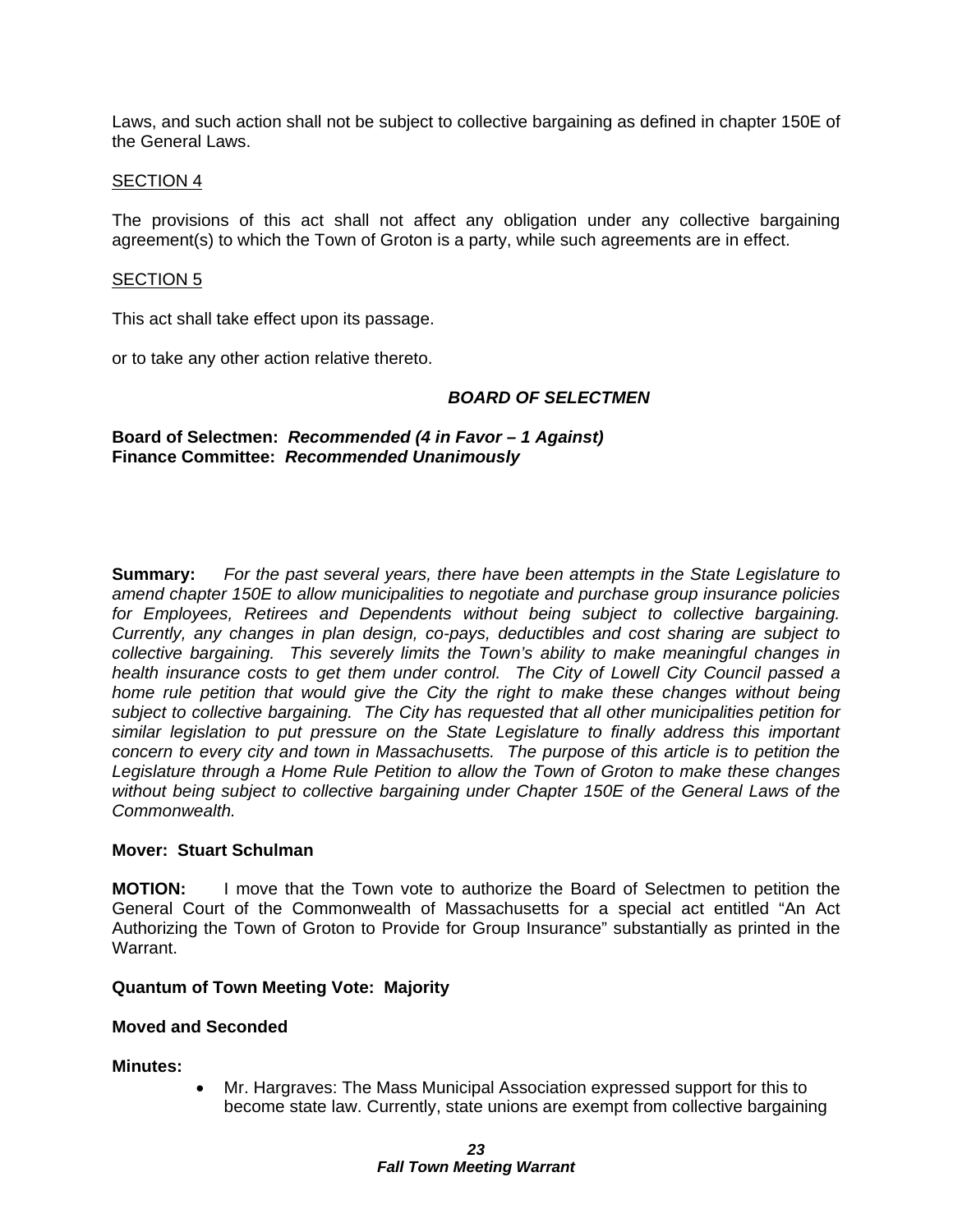Laws, and such action shall not be subject to collective bargaining as defined in chapter 150E of the General Laws.

SECTION 4

The provisions of this act shall not affect any obligation under any collective bargaining agreement(s) to which the Town of Groton is a party, while such agreements are in effect.

SECTION 5

This act shall take effect upon its passage.

or to take any other action relative thereto.

***BOARD OF SELECTMEN***

**Board of Selectmen: *Recommended (4 in Favor – 1 Against)***
**Finance Committee: *Recommended Unanimously***

**Summary:** *For the past several years, there have been attempts in the State Legislature to amend chapter 150E to allow municipalities to negotiate and purchase group insurance policies for Employees, Retirees and Dependents without being subject to collective bargaining. Currently, any changes in plan design, co-pays, deductibles and cost sharing are subject to collective bargaining. This severely limits the Town's ability to make meaningful changes in health insurance costs to get them under control. The City of Lowell City Council passed a home rule petition that would give the City the right to make these changes without being subject to collective bargaining. The City has requested that all other municipalities petition for similar legislation to put pressure on the State Legislature to finally address this important concern to every city and town in Massachusetts. The purpose of this article is to petition the Legislature through a Home Rule Petition to allow the Town of Groton to make these changes without being subject to collective bargaining under Chapter 150E of the General Laws of the Commonwealth.*

**Mover: Stuart Schulman**

**MOTION:** I move that the Town vote to authorize the Board of Selectmen to petition the General Court of the Commonwealth of Massachusetts for a special act entitled "An Act Authorizing the Town of Groton to Provide for Group Insurance" substantially as printed in the Warrant.

**Quantum of Town Meeting Vote: Majority**

**Moved and Seconded**

**Minutes:**

- Mr. Hargraves: The Mass Municipal Association expressed support for this to become state law. Currently, state unions are exempt from collective bargaining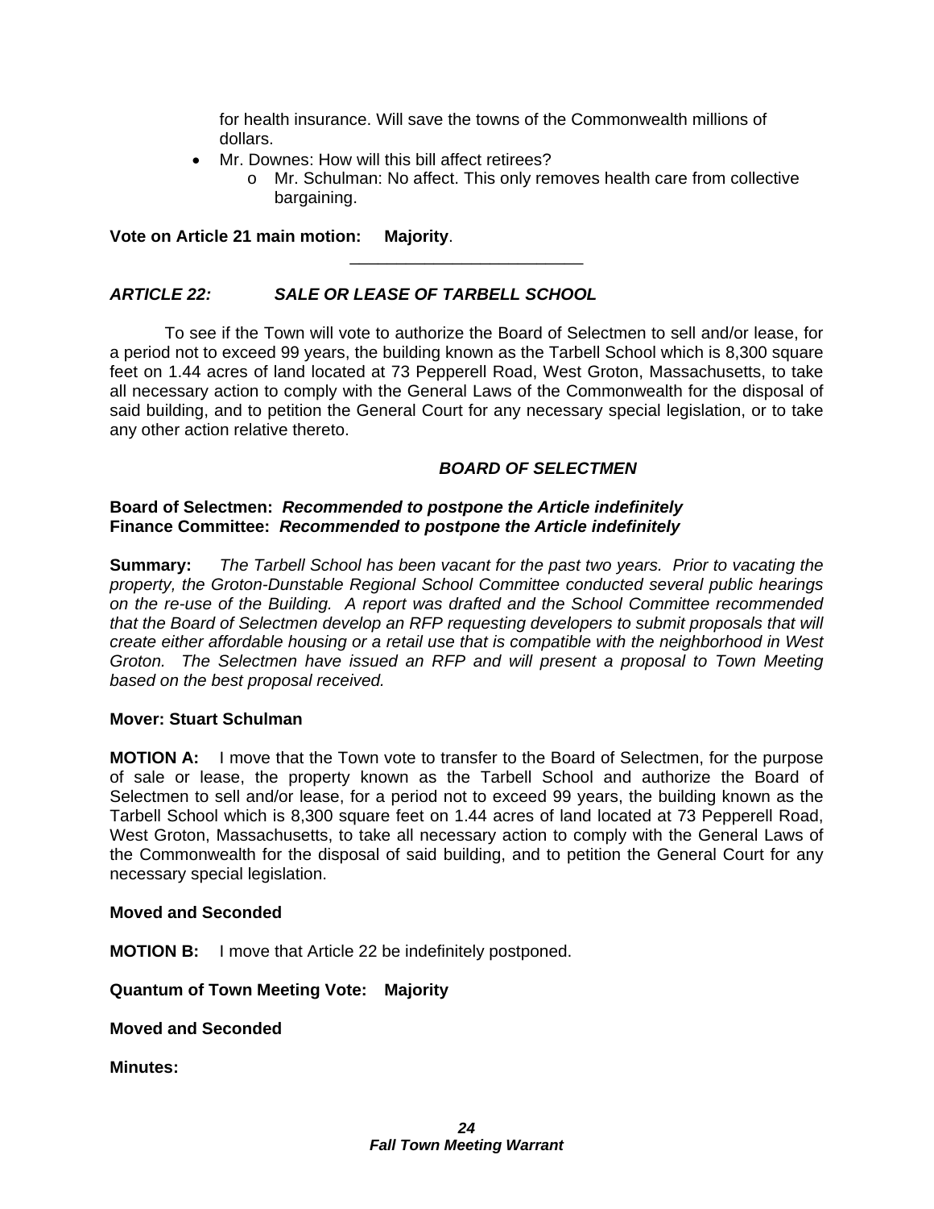for health insurance. Will save the towns of the Commonwealth millions of dollars.

- Mr. Downes: How will this bill affect retirees?
  - Mr. Schulman: No affect. This only removes health care from collective bargaining.

**Vote on Article 21 main motion: Majority**.

---

### *ARTICLE 22: SALE OR LEASE OF TARBELL SCHOOL*

To see if the Town will vote to authorize the Board of Selectmen to sell and/or lease, for a period not to exceed 99 years, the building known as the Tarbell School which is 8,300 square feet on 1.44 acres of land located at 73 Pepperell Road, West Groton, Massachusetts, to take all necessary action to comply with the General Laws of the Commonwealth for the disposal of said building, and to petition the General Court for any necessary special legislation, or to take any other action relative thereto.

***BOARD OF SELECTMEN***

**Board of Selectmen:** ***Recommended to postpone the Article indefinitely***
**Finance Committee:** ***Recommended to postpone the Article indefinitely***

**Summary:** *The Tarbell School has been vacant for the past two years. Prior to vacating the property, the Groton-Dunstable Regional School Committee conducted several public hearings on the re-use of the Building. A report was drafted and the School Committee recommended that the Board of Selectmen develop an RFP requesting developers to submit proposals that will create either affordable housing or a retail use that is compatible with the neighborhood in West Groton. The Selectmen have issued an RFP and will present a proposal to Town Meeting based on the best proposal received.*

**Mover: Stuart Schulman**

**MOTION A:** I move that the Town vote to transfer to the Board of Selectmen, for the purpose of sale or lease, the property known as the Tarbell School and authorize the Board of Selectmen to sell and/or lease, for a period not to exceed 99 years, the building known as the Tarbell School which is 8,300 square feet on 1.44 acres of land located at 73 Pepperell Road, West Groton, Massachusetts, to take all necessary action to comply with the General Laws of the Commonwealth for the disposal of said building, and to petition the General Court for any necessary special legislation.

**Moved and Seconded**

**MOTION B:** I move that Article 22 be indefinitely postponed.

**Quantum of Town Meeting Vote: Majority**

**Moved and Seconded**

**Minutes:**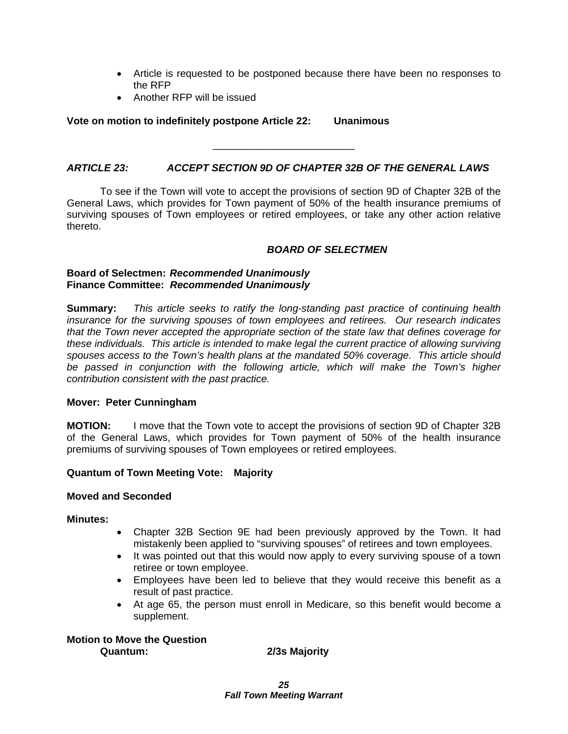- Article is requested to be postponed because there have been no responses to the RFP
- Another RFP will be issued

**Vote on motion to indefinitely postpone Article 22: Unanimous**

---

### *ARTICLE 23: ACCEPT SECTION 9D OF CHAPTER 32B OF THE GENERAL LAWS*

To see if the Town will vote to accept the provisions of section 9D of Chapter 32B of the General Laws, which provides for Town payment of 50% of the health insurance premiums of surviving spouses of Town employees or retired employees, or take any other action relative thereto.

***BOARD OF SELECTMEN***

**Board of Selectmen:** ***Recommended Unanimously***
**Finance Committee:** ***Recommended Unanimously***

**Summary:** *This article seeks to ratify the long-standing past practice of continuing health insurance for the surviving spouses of town employees and retirees. Our research indicates that the Town never accepted the appropriate section of the state law that defines coverage for these individuals. This article is intended to make legal the current practice of allowing surviving spouses access to the Town's health plans at the mandated 50% coverage. This article should be passed in conjunction with the following article, which will make the Town's higher contribution consistent with the past practice.*

**Mover: Peter Cunningham**

**MOTION:** I move that the Town vote to accept the provisions of section 9D of Chapter 32B of the General Laws, which provides for Town payment of 50% of the health insurance premiums of surviving spouses of Town employees or retired employees.

**Quantum of Town Meeting Vote: Majority**

**Moved and Seconded**

**Minutes:**

- Chapter 32B Section 9E had been previously approved by the Town. It had mistakenly been applied to "surviving spouses" of retirees and town employees.
- It was pointed out that this would now apply to every surviving spouse of a town retiree or town employee.
- Employees have been led to believe that they would receive this benefit as a result of past practice.
- At age 65, the person must enroll in Medicare, so this benefit would become a supplement.

**Motion to Move the Question**
**Quantum: 2/3s Majority**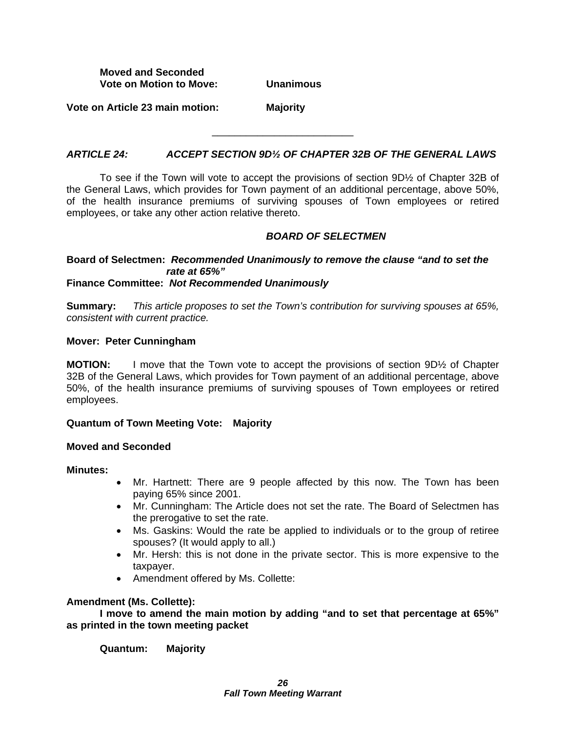**Moved and Seconded**
**Vote on Motion to Move: Unanimous**

**Vote on Article 23 main motion: Majority**

---

### *ARTICLE 24: ACCEPT SECTION 9D½ OF CHAPTER 32B OF THE GENERAL LAWS*

To see if the Town will vote to accept the provisions of section 9D½ of Chapter 32B of the General Laws, which provides for Town payment of an additional percentage, above 50%, of the health insurance premiums of surviving spouses of Town employees or retired employees, or take any other action relative thereto.

***BOARD OF SELECTMEN***

**Board of Selectmen:** ***Recommended Unanimously to remove the clause "and to set the rate at 65%"***
**Finance Committee:** ***Not Recommended Unanimously***

**Summary:** *This article proposes to set the Town's contribution for surviving spouses at 65%, consistent with current practice.*

**Mover: Peter Cunningham**

**MOTION:** I move that the Town vote to accept the provisions of section 9D½ of Chapter 32B of the General Laws, which provides for Town payment of an additional percentage, above 50%, of the health insurance premiums of surviving spouses of Town employees or retired employees.

**Quantum of Town Meeting Vote: Majority**

**Moved and Seconded**

**Minutes:**

- Mr. Hartnett: There are 9 people affected by this now. The Town has been paying 65% since 2001.
- Mr. Cunningham: The Article does not set the rate. The Board of Selectmen has the prerogative to set the rate.
- Ms. Gaskins: Would the rate be applied to individuals or to the group of retiree spouses? (It would apply to all.)
- Mr. Hersh: this is not done in the private sector. This is more expensive to the taxpayer.
- Amendment offered by Ms. Collette:

**Amendment (Ms. Collette):**

**I move to amend the main motion by adding "and to set that percentage at 65%" as printed in the town meeting packet**

**Quantum: Majority**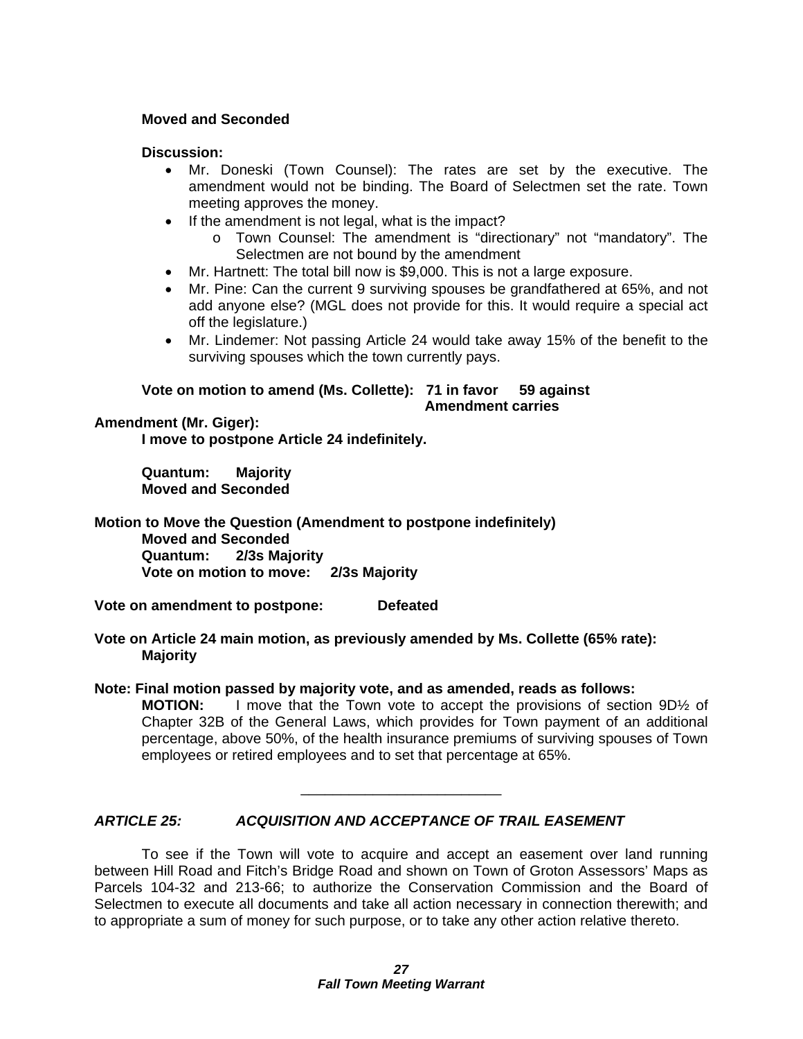**Moved and Seconded**

**Discussion:**

- Mr. Doneski (Town Counsel): The rates are set by the executive. The amendment would not be binding. The Board of Selectmen set the rate. Town meeting approves the money.
- If the amendment is not legal, what is the impact?
    - o Town Counsel: The amendment is "directionary" not "mandatory". The Selectmen are not bound by the amendment
- Mr. Hartnett: The total bill now is $9,000. This is not a large exposure.
- Mr. Pine: Can the current 9 surviving spouses be grandfathered at 65%, and not add anyone else? (MGL does not provide for this. It would require a special act off the legislature.)
- Mr. Lindemer: Not passing Article 24 would take away 15% of the benefit to the surviving spouses which the town currently pays.

**Vote on motion to amend (Ms. Collette): 71 in favor 59 against**
**Amendment carries**

**Amendment (Mr. Giger):**
**I move to postpone Article 24 indefinitely.**

**Quantum: Majority**
**Moved and Seconded**

**Motion to Move the Question (Amendment to postpone indefinitely)**
**Moved and Seconded**
**Quantum: 2/3s Majority**
**Vote on motion to move: 2/3s Majority**

**Vote on amendment to postpone: Defeated**

**Vote on Article 24 main motion, as previously amended by Ms. Collette (65% rate):**
**Majority**

**Note: Final motion passed by majority vote, and as amended, reads as follows:**
**MOTION:** I move that the Town vote to accept the provisions of section 9D½ of Chapter 32B of the General Laws, which provides for Town payment of an additional percentage, above 50%, of the health insurance premiums of surviving spouses of Town employees or retired employees and to set that percentage at 65%.

---

***ARTICLE 25: ACQUISITION AND ACCEPTANCE OF TRAIL EASEMENT***

To see if the Town will vote to acquire and accept an easement over land running between Hill Road and Fitch's Bridge Road and shown on Town of Groton Assessors' Maps as Parcels 104-32 and 213-66; to authorize the Conservation Commission and the Board of Selectmen to execute all documents and take all action necessary in connection therewith; and to appropriate a sum of money for such purpose, or to take any other action relative thereto.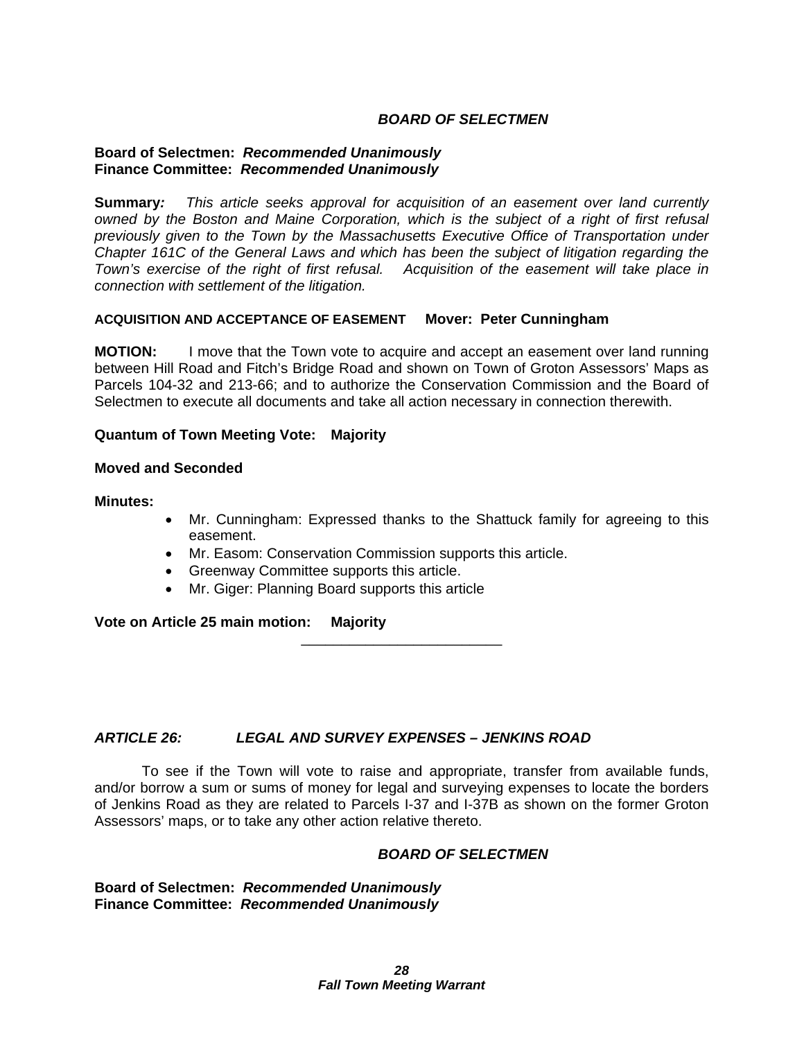***BOARD OF SELECTMEN***

**Board of Selectmen:** ***Recommended Unanimously***
**Finance Committee:** ***Recommended Unanimously***

**Summary***:* *This article seeks approval for acquisition of an easement over land currently owned by the Boston and Maine Corporation, which is the subject of a right of first refusal previously given to the Town by the Massachusetts Executive Office of Transportation under Chapter 161C of the General Laws and which has been the subject of litigation regarding the Town's exercise of the right of first refusal. Acquisition of the easement will take place in connection with settlement of the litigation.*

**ACQUISITION AND ACCEPTANCE OF EASEMENT Mover: Peter Cunningham**

**MOTION:** I move that the Town vote to acquire and accept an easement over land running between Hill Road and Fitch's Bridge Road and shown on Town of Groton Assessors' Maps as Parcels 104-32 and 213-66; and to authorize the Conservation Commission and the Board of Selectmen to execute all documents and take all action necessary in connection therewith.

**Quantum of Town Meeting Vote: Majority**

**Moved and Seconded**

**Minutes:**

- Mr. Cunningham: Expressed thanks to the Shattuck family for agreeing to this easement.
- Mr. Easom: Conservation Commission supports this article.
- Greenway Committee supports this article.
- Mr. Giger: Planning Board supports this article

**Vote on Article 25 main motion: Majority**

---

## *ARTICLE 26: LEGAL AND SURVEY EXPENSES – JENKINS ROAD*

To see if the Town will vote to raise and appropriate, transfer from available funds, and/or borrow a sum or sums of money for legal and surveying expenses to locate the borders of Jenkins Road as they are related to Parcels I-37 and I-37B as shown on the former Groton Assessors' maps, or to take any other action relative thereto.

***BOARD OF SELECTMEN***

**Board of Selectmen:** ***Recommended Unanimously***
**Finance Committee:** ***Recommended Unanimously***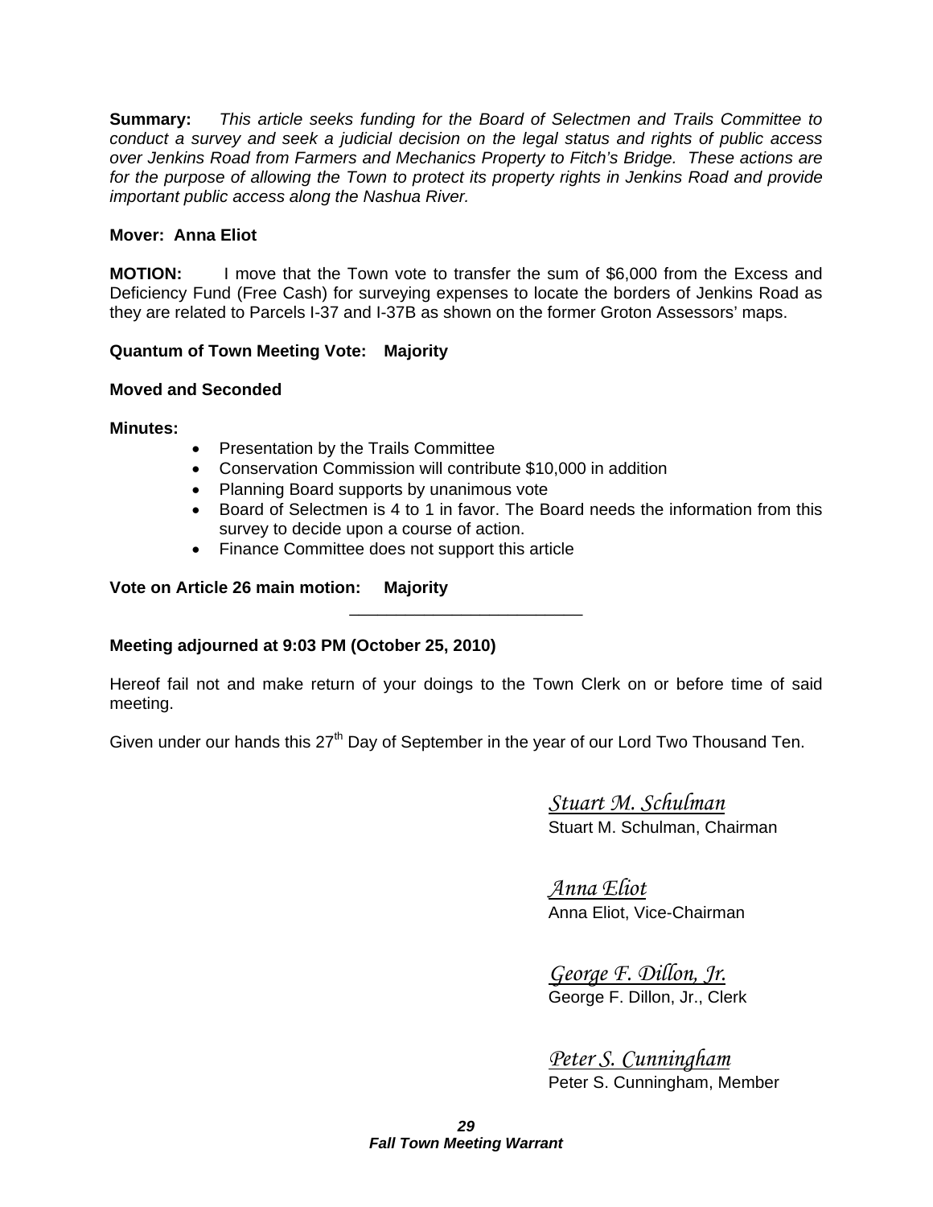**Summary:** *This article seeks funding for the Board of Selectmen and Trails Committee to conduct a survey and seek a judicial decision on the legal status and rights of public access over Jenkins Road from Farmers and Mechanics Property to Fitch's Bridge. These actions are for the purpose of allowing the Town to protect its property rights in Jenkins Road and provide important public access along the Nashua River.*

**Mover: Anna Eliot**

**MOTION:** I move that the Town vote to transfer the sum of $6,000 from the Excess and Deficiency Fund (Free Cash) for surveying expenses to locate the borders of Jenkins Road as they are related to Parcels I-37 and I-37B as shown on the former Groton Assessors' maps.

**Quantum of Town Meeting Vote: Majority**

**Moved and Seconded**

**Minutes:**

- Presentation by the Trails Committee
- Conservation Commission will contribute $10,000 in addition
- Planning Board supports by unanimous vote
- Board of Selectmen is 4 to 1 in favor. The Board needs the information from this survey to decide upon a course of action.
- Finance Committee does not support this article

**Vote on Article 26 main motion: Majority**

---

**Meeting adjourned at 9:03 PM (October 25, 2010)**

Hereof fail not and make return of your doings to the Town Clerk on or before time of said meeting.

Given under our hands this 27th Day of September in the year of our Lord Two Thousand Ten.

*Stuart M. Schulman*
Stuart M. Schulman, Chairman

*Anna Eliot*
Anna Eliot, Vice-Chairman

*George F. Dillon, Jr.*
George F. Dillon, Jr., Clerk

*Peter S. Cunningham*
Peter S. Cunningham, Member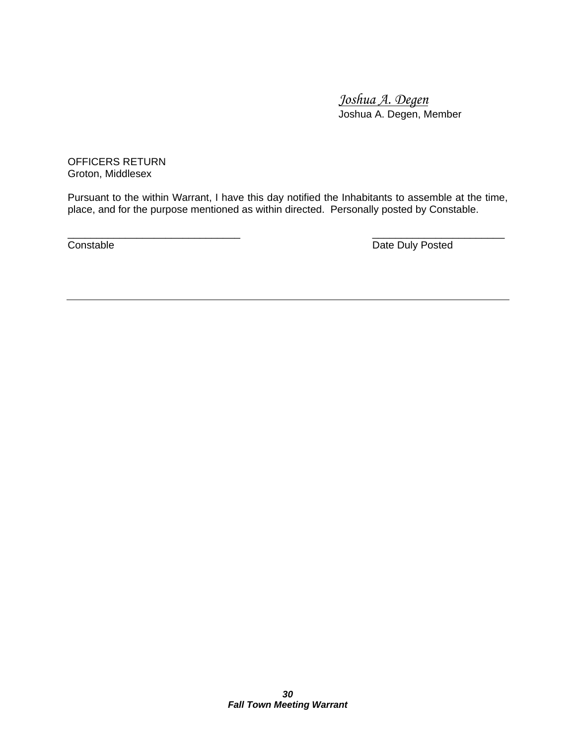*Joshua A. Degen*
Joshua A. Degen, Member

OFFICERS RETURN
Groton, Middlesex

Pursuant to the within Warrant, I have this day notified the Inhabitants to assemble at the time, place, and for the purpose mentioned as within directed. Personally posted by Constable.

_______________________________ _______________________

Constable Date Duly Posted

---